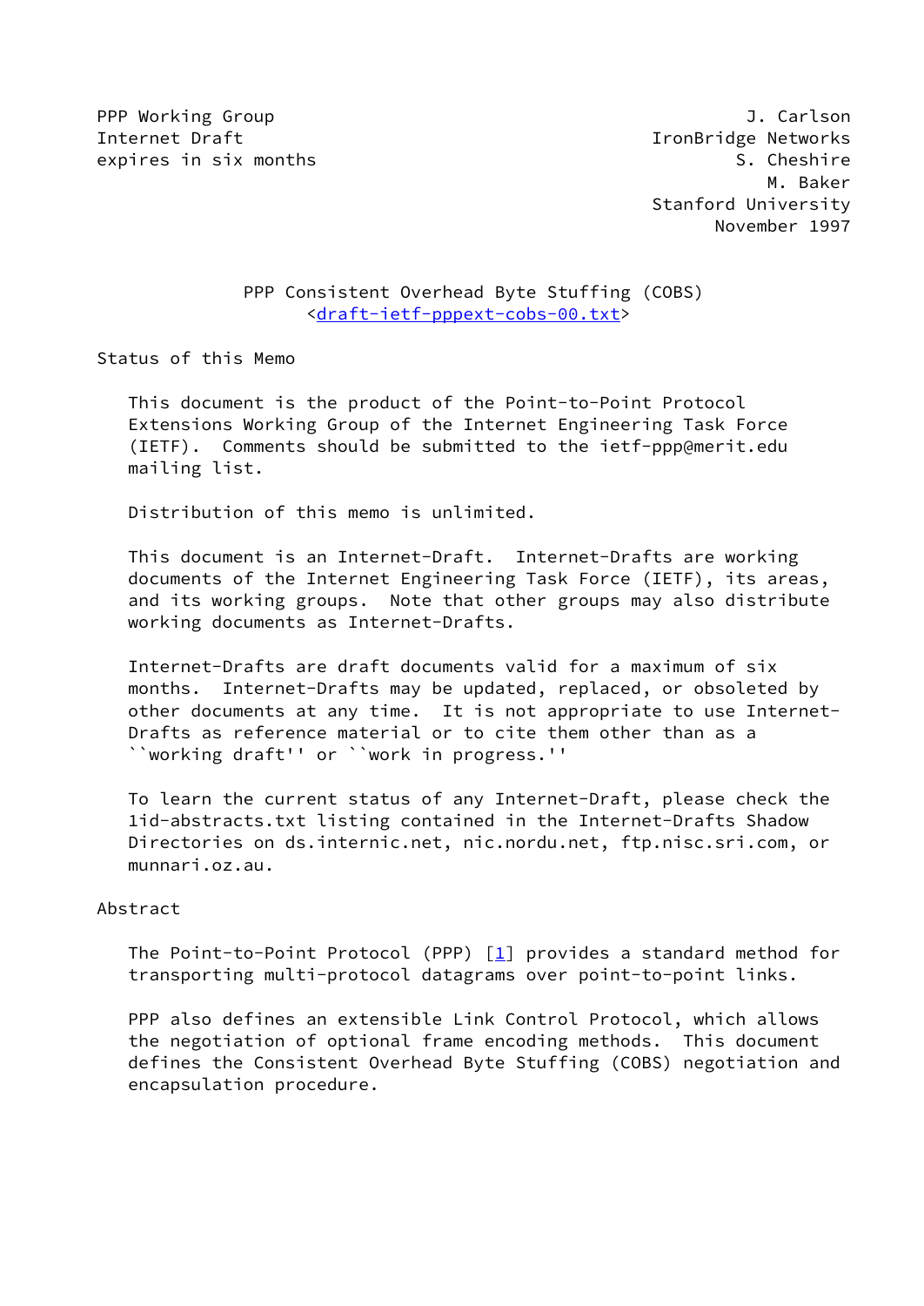PPP Working Group J. Carlson
Internet Draft IronBridge Networks
expires in six months S. Cheshire
M. Baker
Stanford University
November 1997

# PPP Consistent Overhead Byte Stuffing (COBS)

<draft-ietf-pppext-cobs-00.txt>

## Status of this Memo

This document is the product of the Point-to-Point Protocol Extensions Working Group of the Internet Engineering Task Force (IETF). Comments should be submitted to the ietf-ppp@merit.edu mailing list.

Distribution of this memo is unlimited.

This document is an Internet-Draft. Internet-Drafts are working documents of the Internet Engineering Task Force (IETF), its areas, and its working groups. Note that other groups may also distribute working documents as Internet-Drafts.

Internet-Drafts are draft documents valid for a maximum of six months. Internet-Drafts may be updated, replaced, or obsoleted by other documents at any time. It is not appropriate to use Internet-Drafts as reference material or to cite them other than as a ``working draft'' or ``work in progress.''

To learn the current status of any Internet-Draft, please check the 1id-abstracts.txt listing contained in the Internet-Drafts Shadow Directories on ds.internic.net, nic.nordu.net, ftp.nisc.sri.com, or munnari.oz.au.

## Abstract

The Point-to-Point Protocol (PPP) [1] provides a standard method for transporting multi-protocol datagrams over point-to-point links.

PPP also defines an extensible Link Control Protocol, which allows the negotiation of optional frame encoding methods. This document defines the Consistent Overhead Byte Stuffing (COBS) negotiation and encapsulation procedure.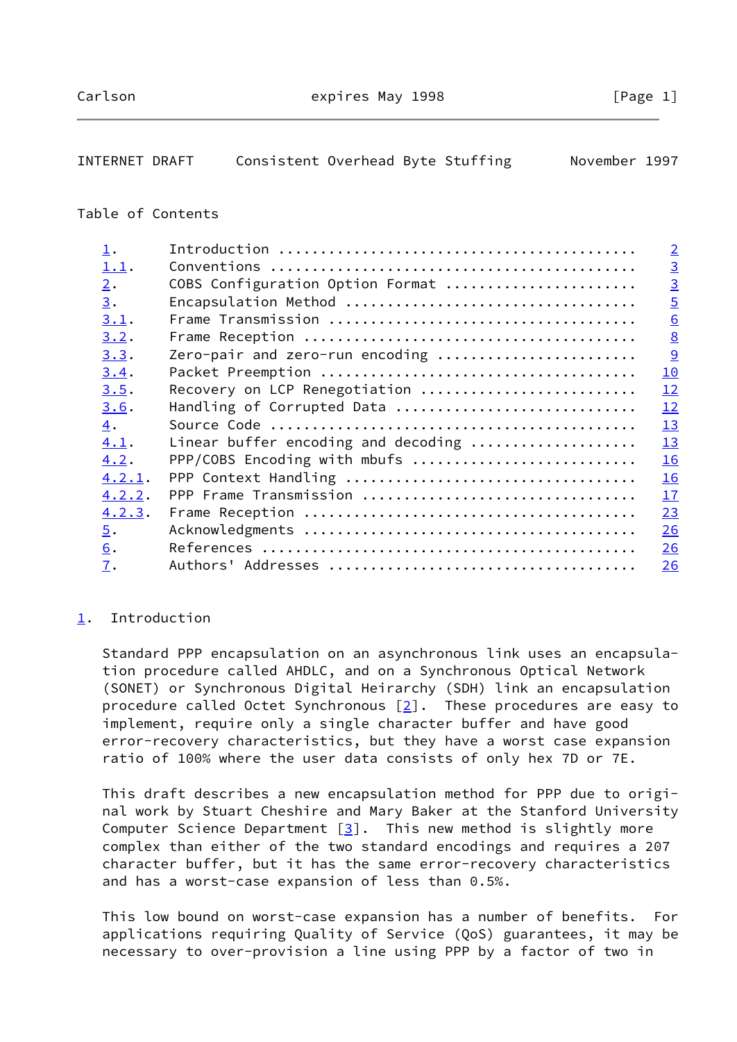## Table of Contents

| | | |
|---|---|---|
| 1. | Introduction | 2 |
| 1.1. | Conventions | 3 |
| 2. | COBS Configuration Option Format | 3 |
| 3. | Encapsulation Method | 5 |
| 3.1. | Frame Transmission | 6 |
| 3.2. | Frame Reception | 8 |
| 3.3. | Zero-pair and zero-run encoding | 9 |
| 3.4. | Packet Preemption | 10 |
| 3.5. | Recovery on LCP Renegotiation | 12 |
| 3.6. | Handling of Corrupted Data | 12 |
| 4. | Source Code | 13 |
| 4.1. | Linear buffer encoding and decoding | 13 |
| 4.2. | PPP/COBS Encoding with mbufs | 16 |
| 4.2.1. | PPP Context Handling | 16 |
| 4.2.2. | PPP Frame Transmission | 17 |
| 4.2.3. | Frame Reception | 23 |
| 5. | Acknowledgments | 26 |
| 6. | References | 26 |
| 7. | Authors' Addresses | 26 |

## 1. Introduction

Standard PPP encapsulation on an asynchronous link uses an encapsulation procedure called AHDLC, and on a Synchronous Optical Network (SONET) or Synchronous Digital Heirarchy (SDH) link an encapsulation procedure called Octet Synchronous [2]. These procedures are easy to implement, require only a single character buffer and have good error-recovery characteristics, but they have a worst case expansion ratio of 100% where the user data consists of only hex 7D or 7E.

This draft describes a new encapsulation method for PPP due to original work by Stuart Cheshire and Mary Baker at the Stanford University Computer Science Department [3]. This new method is slightly more complex than either of the two standard encodings and requires a 207 character buffer, but it has the same error-recovery characteristics and has a worst-case expansion of less than 0.5%.

This low bound on worst-case expansion has a number of benefits. For applications requiring Quality of Service (QoS) guarantees, it may be necessary to over-provision a line using PPP by a factor of two in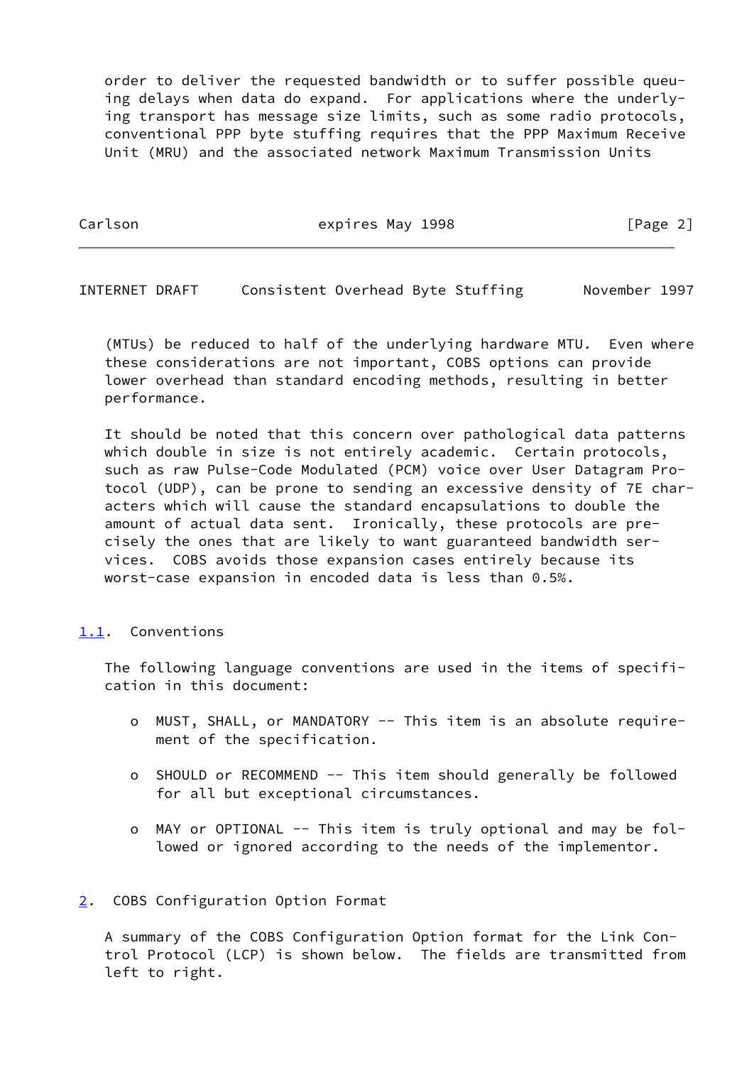order to deliver the requested bandwidth or to suffer possible queuing delays when data do expand. For applications where the underlying transport has message size limits, such as some radio protocols, conventional PPP byte stuffing requires that the PPP Maximum Receive Unit (MRU) and the associated network Maximum Transmission Units (MTUs) be reduced to half of the underlying hardware MTU. Even where these considerations are not important, COBS options can provide lower overhead than standard encoding methods, resulting in better performance.

It should be noted that this concern over pathological data patterns which double in size is not entirely academic. Certain protocols, such as raw Pulse-Code Modulated (PCM) voice over User Datagram Protocol (UDP), can be prone to sending an excessive density of 7E characters which will cause the standard encapsulations to double the amount of actual data sent. Ironically, these protocols are precisely the ones that are likely to want guaranteed bandwidth services. COBS avoids those expansion cases entirely because its worst-case expansion in encoded data is less than 0.5%.

### 1.1. Conventions

The following language conventions are used in the items of specification in this document:

- MUST, SHALL, or MANDATORY -- This item is an absolute requirement of the specification.
- SHOULD or RECOMMEND -- This item should generally be followed for all but exceptional circumstances.
- MAY or OPTIONAL -- This item is truly optional and may be followed or ignored according to the needs of the implementor.

## 2. COBS Configuration Option Format

A summary of the COBS Configuration Option format for the Link Control Protocol (LCP) is shown below. The fields are transmitted from left to right.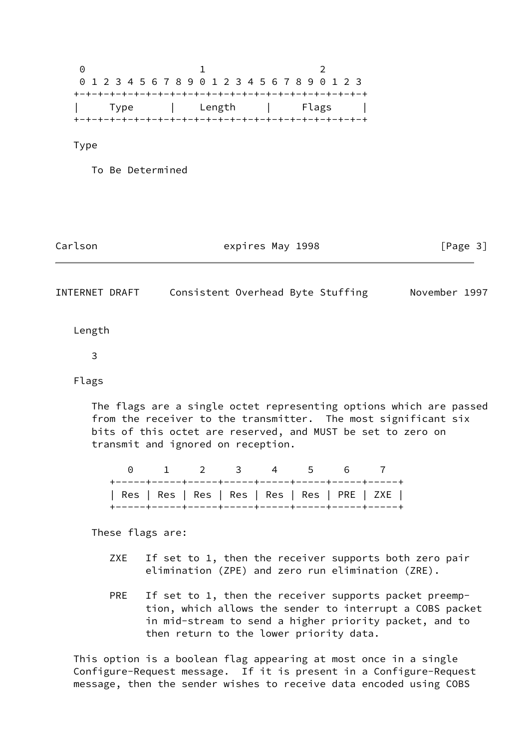```
    0                   1                   2
    0 1 2 3 4 5 6 7 8 9 0 1 2 3 4 5 6 7 8 9 0 1 2 3
   +-+-+-+-+-+-+-+-+-+-+-+-+-+-+-+-+-+-+-+-+-+-+-+-+
   |     Type      |    Length     |     Flags     |
   +-+-+-+-+-+-+-+-+-+-+-+-+-+-+-+-+-+-+-+-+-+-+-+-+
```

Type

To Be Determined

Length

3

Flags

The flags are a single octet representing options which are passed from the receiver to the transmitter. The most significant six bits of this octet are reserved, and MUST be set to zero on transmit and ignored on reception.

```
      0     1     2     3     4     5     6     7
   +-----+-----+-----+-----+-----+-----+-----+-----+
   | Res | Res | Res | Res | Res | Res | PRE | ZXE |
   +-----+-----+-----+-----+-----+-----+-----+-----+
```

These flags are:

ZXE   If set to 1, then the receiver supports both zero pair elimination (ZPE) and zero run elimination (ZRE).

PRE   If set to 1, then the receiver supports packet preemption, which allows the sender to interrupt a COBS packet in mid-stream to send a higher priority packet, and to then return to the lower priority data.

This option is a boolean flag appearing at most once in a single Configure-Request message. If it is present in a Configure-Request message, then the sender wishes to receive data encoded using COBS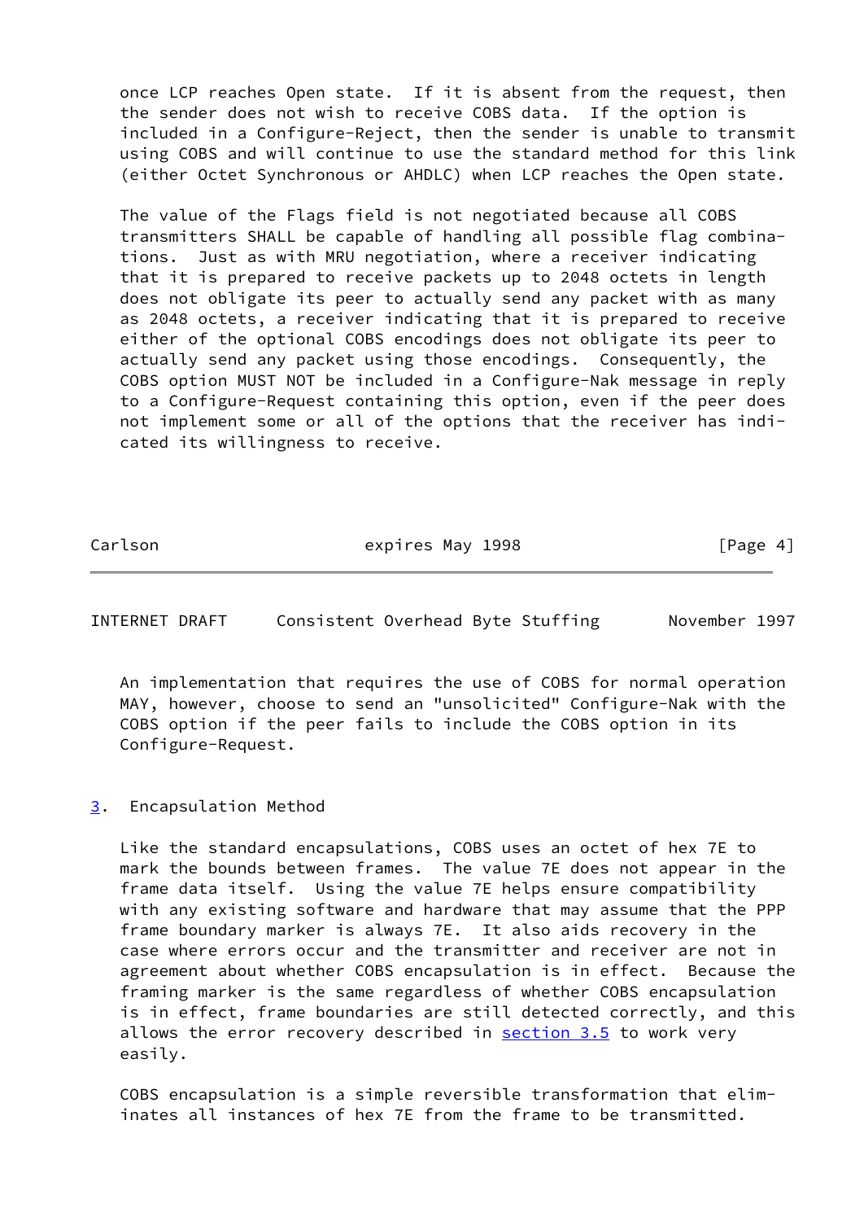once LCP reaches Open state. If it is absent from the request, then the sender does not wish to receive COBS data. If the option is included in a Configure-Reject, then the sender is unable to transmit using COBS and will continue to use the standard method for this link (either Octet Synchronous or AHDLC) when LCP reaches the Open state.

The value of the Flags field is not negotiated because all COBS transmitters SHALL be capable of handling all possible flag combinations. Just as with MRU negotiation, where a receiver indicating that it is prepared to receive packets up to 2048 octets in length does not obligate its peer to actually send any packet with as many as 2048 octets, a receiver indicating that it is prepared to receive either of the optional COBS encodings does not obligate its peer to actually send any packet using those encodings. Consequently, the COBS option MUST NOT be included in a Configure-Nak message in reply to a Configure-Request containing this option, even if the peer does not implement some or all of the options that the receiver has indicated its willingness to receive.

An implementation that requires the use of COBS for normal operation MAY, however, choose to send an "unsolicited" Configure-Nak with the COBS option if the peer fails to include the COBS option in its Configure-Request.

## 3. Encapsulation Method

Like the standard encapsulations, COBS uses an octet of hex 7E to mark the bounds between frames. The value 7E does not appear in the frame data itself. Using the value 7E helps ensure compatibility with any existing software and hardware that may assume that the PPP frame boundary marker is always 7E. It also aids recovery in the case where errors occur and the transmitter and receiver are not in agreement about whether COBS encapsulation is in effect. Because the framing marker is the same regardless of whether COBS encapsulation is in effect, frame boundaries are still detected correctly, and this allows the error recovery described in section 3.5 to work very easily.

COBS encapsulation is a simple reversible transformation that eliminates all instances of hex 7E from the frame to be transmitted.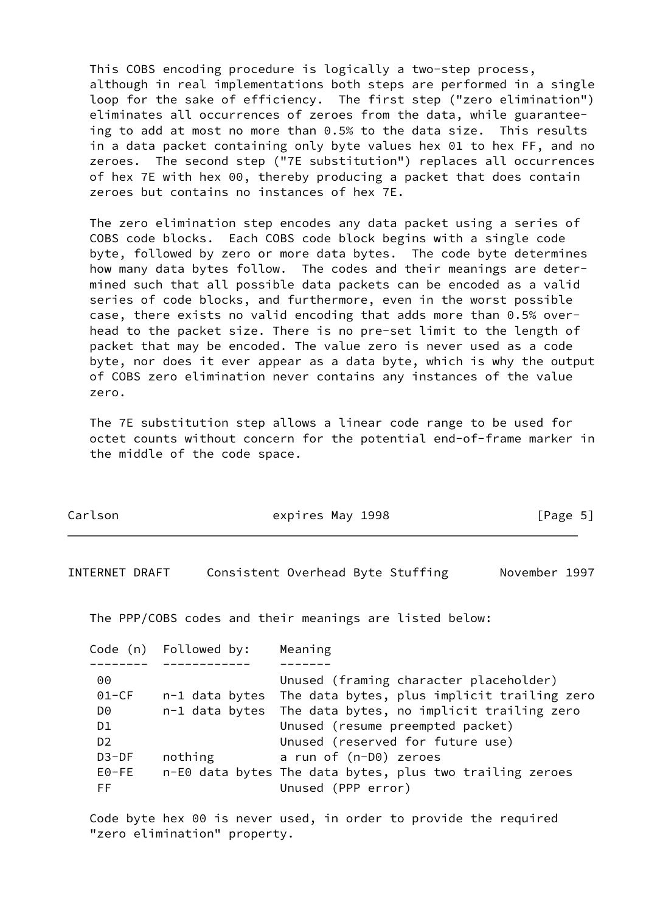This COBS encoding procedure is logically a two-step process, although in real implementations both steps are performed in a single loop for the sake of efficiency. The first step ("zero elimination") eliminates all occurrences of zeroes from the data, while guaranteeing to add at most no more than 0.5% to the data size. This results in a data packet containing only byte values hex 01 to hex FF, and no zeroes. The second step ("7E substitution") replaces all occurrences of hex 7E with hex 00, thereby producing a packet that does contain zeroes but contains no instances of hex 7E.

The zero elimination step encodes any data packet using a series of COBS code blocks. Each COBS code block begins with a single code byte, followed by zero or more data bytes. The code byte determines how many data bytes follow. The codes and their meanings are determined such that all possible data packets can be encoded as a valid series of code blocks, and furthermore, even in the worst possible case, there exists no valid encoding that adds more than 0.5% overhead to the packet size. There is no pre-set limit to the length of packet that may be encoded. The value zero is never used as a code byte, nor does it ever appear as a data byte, which is why the output of COBS zero elimination never contains any instances of the value zero.

The 7E substitution step allows a linear code range to be used for octet counts without concern for the potential end-of-frame marker in the middle of the code space.

The PPP/COBS codes and their meanings are listed below:

| Code (n) | Followed by: | Meaning |
|---|---|---|
| 00 | | Unused (framing character placeholder) |
| 01-CF | n-1 data bytes | The data bytes, plus implicit trailing zero |
| D0 | n-1 data bytes | The data bytes, no implicit trailing zero |
| D1 | | Unused (resume preempted packet) |
| D2 | | Unused (reserved for future use) |
| D3-DF | nothing | a run of (n-D0) zeroes |
| E0-FE | n-E0 data bytes | The data bytes, plus two trailing zeroes |
| FF | | Unused (PPP error) |

Code byte hex 00 is never used, in order to provide the required "zero elimination" property.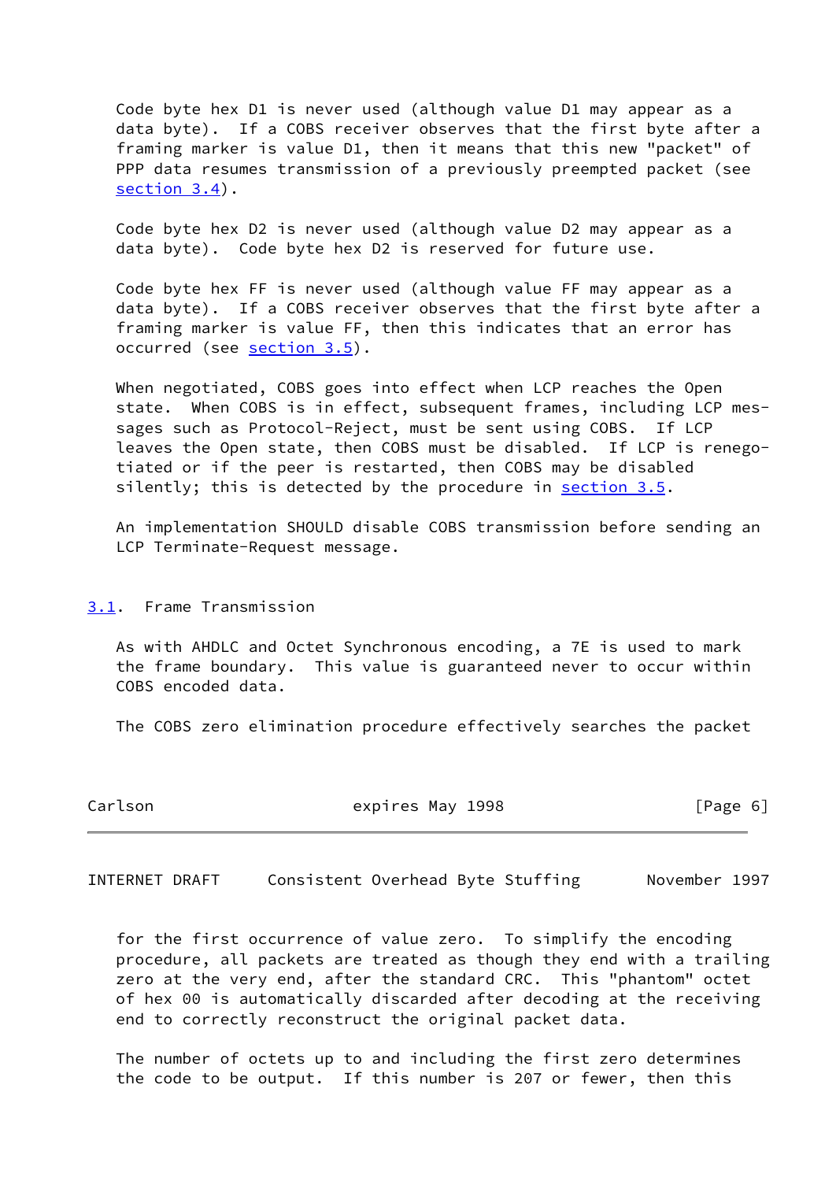Code byte hex D1 is never used (although value D1 may appear as a data byte). If a COBS receiver observes that the first byte after a framing marker is value D1, then it means that this new "packet" of PPP data resumes transmission of a previously preempted packet (see section 3.4).

Code byte hex D2 is never used (although value D2 may appear as a data byte). Code byte hex D2 is reserved for future use.

Code byte hex FF is never used (although value FF may appear as a data byte). If a COBS receiver observes that the first byte after a framing marker is value FF, then this indicates that an error has occurred (see section 3.5).

When negotiated, COBS goes into effect when LCP reaches the Open state. When COBS is in effect, subsequent frames, including LCP messages such as Protocol-Reject, must be sent using COBS. If LCP leaves the Open state, then COBS must be disabled. If LCP is renegotiated or if the peer is restarted, then COBS may be disabled silently; this is detected by the procedure in section 3.5.

An implementation SHOULD disable COBS transmission before sending an LCP Terminate-Request message.

## 3.1. Frame Transmission

As with AHDLC and Octet Synchronous encoding, a 7E is used to mark the frame boundary. This value is guaranteed never to occur within COBS encoded data.

The COBS zero elimination procedure effectively searches the packet for the first occurrence of value zero. To simplify the encoding procedure, all packets are treated as though they end with a trailing zero at the very end, after the standard CRC. This "phantom" octet of hex 00 is automatically discarded after decoding at the receiving end to correctly reconstruct the original packet data.

The number of octets up to and including the first zero determines the code to be output. If this number is 207 or fewer, then this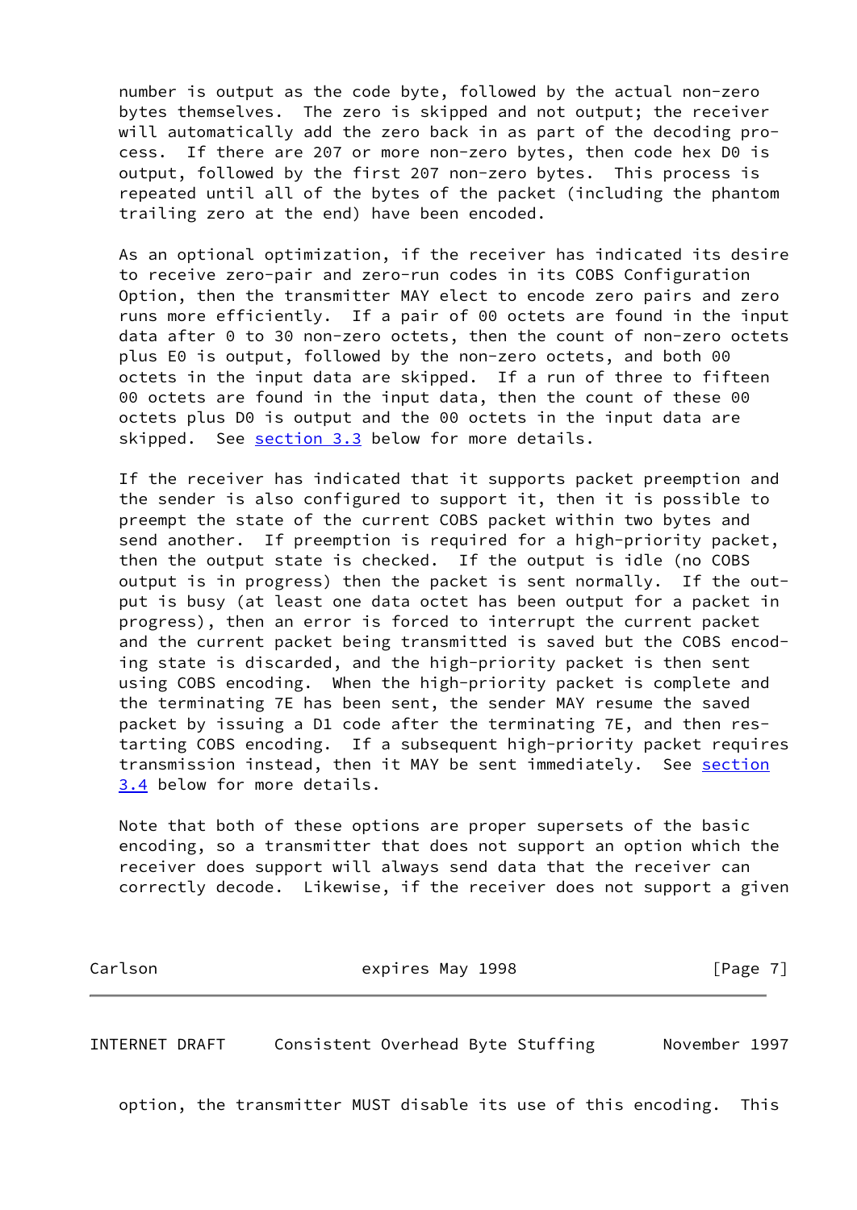number is output as the code byte, followed by the actual non-zero bytes themselves. The zero is skipped and not output; the receiver will automatically add the zero back in as part of the decoding process. If there are 207 or more non-zero bytes, then code hex D0 is output, followed by the first 207 non-zero bytes. This process is repeated until all of the bytes of the packet (including the phantom trailing zero at the end) have been encoded.

As an optional optimization, if the receiver has indicated its desire to receive zero-pair and zero-run codes in its COBS Configuration Option, then the transmitter MAY elect to encode zero pairs and zero runs more efficiently. If a pair of 00 octets are found in the input data after 0 to 30 non-zero octets, then the count of non-zero octets plus E0 is output, followed by the non-zero octets, and both 00 octets in the input data are skipped. If a run of three to fifteen 00 octets are found in the input data, then the count of these 00 octets plus D0 is output and the 00 octets in the input data are skipped. See section 3.3 below for more details.

If the receiver has indicated that it supports packet preemption and the sender is also configured to support it, then it is possible to preempt the state of the current COBS packet within two bytes and send another. If preemption is required for a high-priority packet, then the output state is checked. If the output is idle (no COBS output is in progress) then the packet is sent normally. If the output is busy (at least one data octet has been output for a packet in progress), then an error is forced to interrupt the current packet and the current packet being transmitted is saved but the COBS encoding state is discarded, and the high-priority packet is then sent using COBS encoding. When the high-priority packet is complete and the terminating 7E has been sent, the sender MAY resume the saved packet by issuing a D1 code after the terminating 7E, and then restarting COBS encoding. If a subsequent high-priority packet requires transmission instead, then it MAY be sent immediately. See section 3.4 below for more details.

Note that both of these options are proper supersets of the basic encoding, so a transmitter that does not support an option which the receiver does support will always send data that the receiver can correctly decode. Likewise, if the receiver does not support a given option, the transmitter MUST disable its use of this encoding. This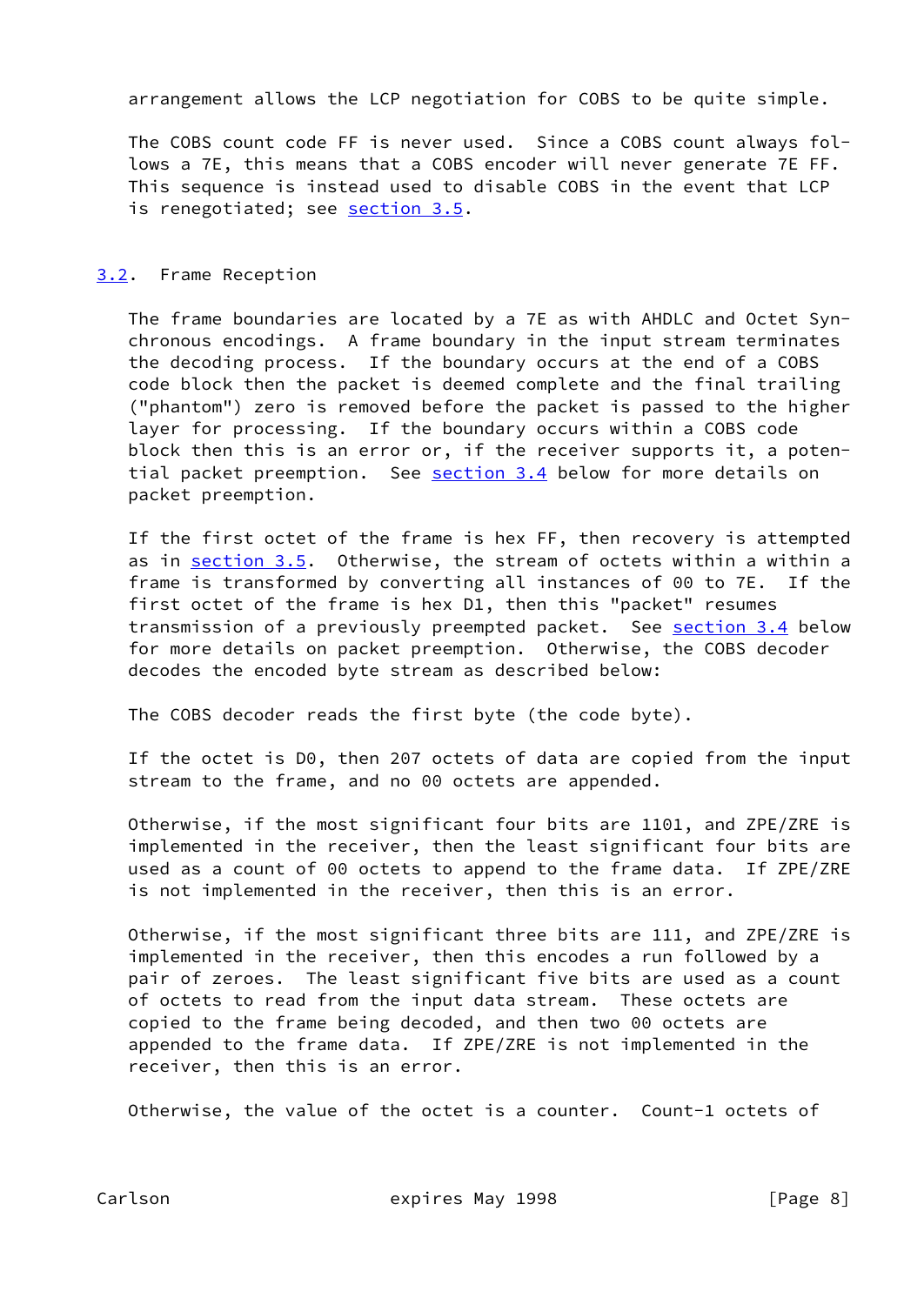arrangement allows the LCP negotiation for COBS to be quite simple.

The COBS count code FF is never used. Since a COBS count always follows a 7E, this means that a COBS encoder will never generate 7E FF. This sequence is instead used to disable COBS in the event that LCP is renegotiated; see section 3.5.

### 3.2. Frame Reception

The frame boundaries are located by a 7E as with AHDLC and Octet Synchronous encodings. A frame boundary in the input stream terminates the decoding process. If the boundary occurs at the end of a COBS code block then the packet is deemed complete and the final trailing ("phantom") zero is removed before the packet is passed to the higher layer for processing. If the boundary occurs within a COBS code block then this is an error or, if the receiver supports it, a potential packet preemption. See section 3.4 below for more details on packet preemption.

If the first octet of the frame is hex FF, then recovery is attempted as in section 3.5. Otherwise, the stream of octets within a within a frame is transformed by converting all instances of 00 to 7E. If the first octet of the frame is hex D1, then this "packet" resumes transmission of a previously preempted packet. See section 3.4 below for more details on packet preemption. Otherwise, the COBS decoder decodes the encoded byte stream as described below:

The COBS decoder reads the first byte (the code byte).

If the octet is D0, then 207 octets of data are copied from the input stream to the frame, and no 00 octets are appended.

Otherwise, if the most significant four bits are 1101, and ZPE/ZRE is implemented in the receiver, then the least significant four bits are used as a count of 00 octets to append to the frame data. If ZPE/ZRE is not implemented in the receiver, then this is an error.

Otherwise, if the most significant three bits are 111, and ZPE/ZRE is implemented in the receiver, then this encodes a run followed by a pair of zeroes. The least significant five bits are used as a count of octets to read from the input data stream. These octets are copied to the frame being decoded, and then two 00 octets are appended to the frame data. If ZPE/ZRE is not implemented in the receiver, then this is an error.

Otherwise, the value of the octet is a counter. Count-1 octets of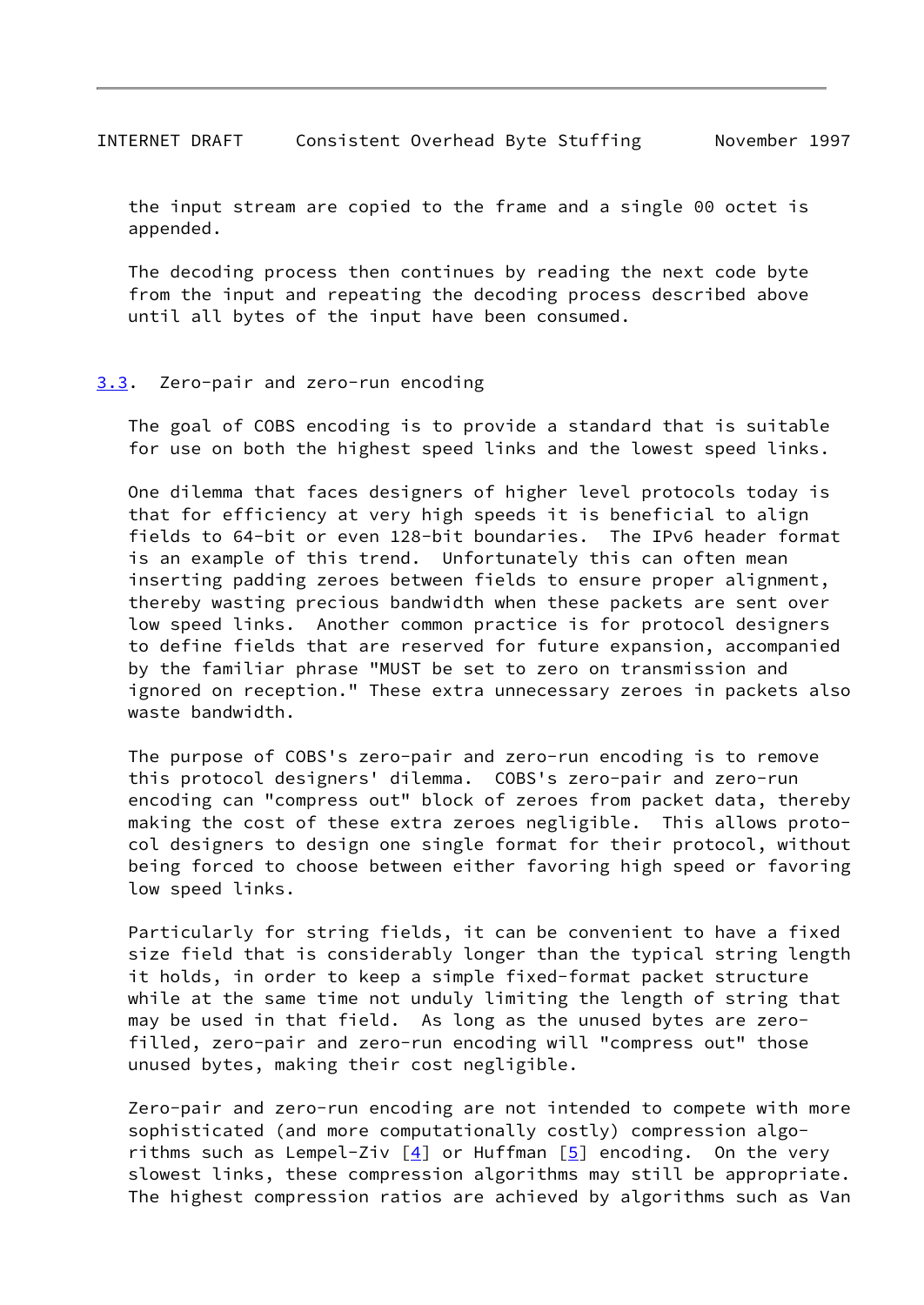the input stream are copied to the frame and a single 00 octet is appended.

The decoding process then continues by reading the next code byte from the input and repeating the decoding process described above until all bytes of the input have been consumed.

## 3.3. Zero-pair and zero-run encoding

The goal of COBS encoding is to provide a standard that is suitable for use on both the highest speed links and the lowest speed links.

One dilemma that faces designers of higher level protocols today is that for efficiency at very high speeds it is beneficial to align fields to 64-bit or even 128-bit boundaries. The IPv6 header format is an example of this trend. Unfortunately this can often mean inserting padding zeroes between fields to ensure proper alignment, thereby wasting precious bandwidth when these packets are sent over low speed links. Another common practice is for protocol designers to define fields that are reserved for future expansion, accompanied by the familiar phrase "MUST be set to zero on transmission and ignored on reception." These extra unnecessary zeroes in packets also waste bandwidth.

The purpose of COBS's zero-pair and zero-run encoding is to remove this protocol designers' dilemma. COBS's zero-pair and zero-run encoding can "compress out" block of zeroes from packet data, thereby making the cost of these extra zeroes negligible. This allows protocol designers to design one single format for their protocol, without being forced to choose between either favoring high speed or favoring low speed links.

Particularly for string fields, it can be convenient to have a fixed size field that is considerably longer than the typical string length it holds, in order to keep a simple fixed-format packet structure while at the same time not unduly limiting the length of string that may be used in that field. As long as the unused bytes are zero-filled, zero-pair and zero-run encoding will "compress out" those unused bytes, making their cost negligible.

Zero-pair and zero-run encoding are not intended to compete with more sophisticated (and more computationally costly) compression algorithms such as Lempel-Ziv [4] or Huffman [5] encoding. On the very slowest links, these compression algorithms may still be appropriate. The highest compression ratios are achieved by algorithms such as Van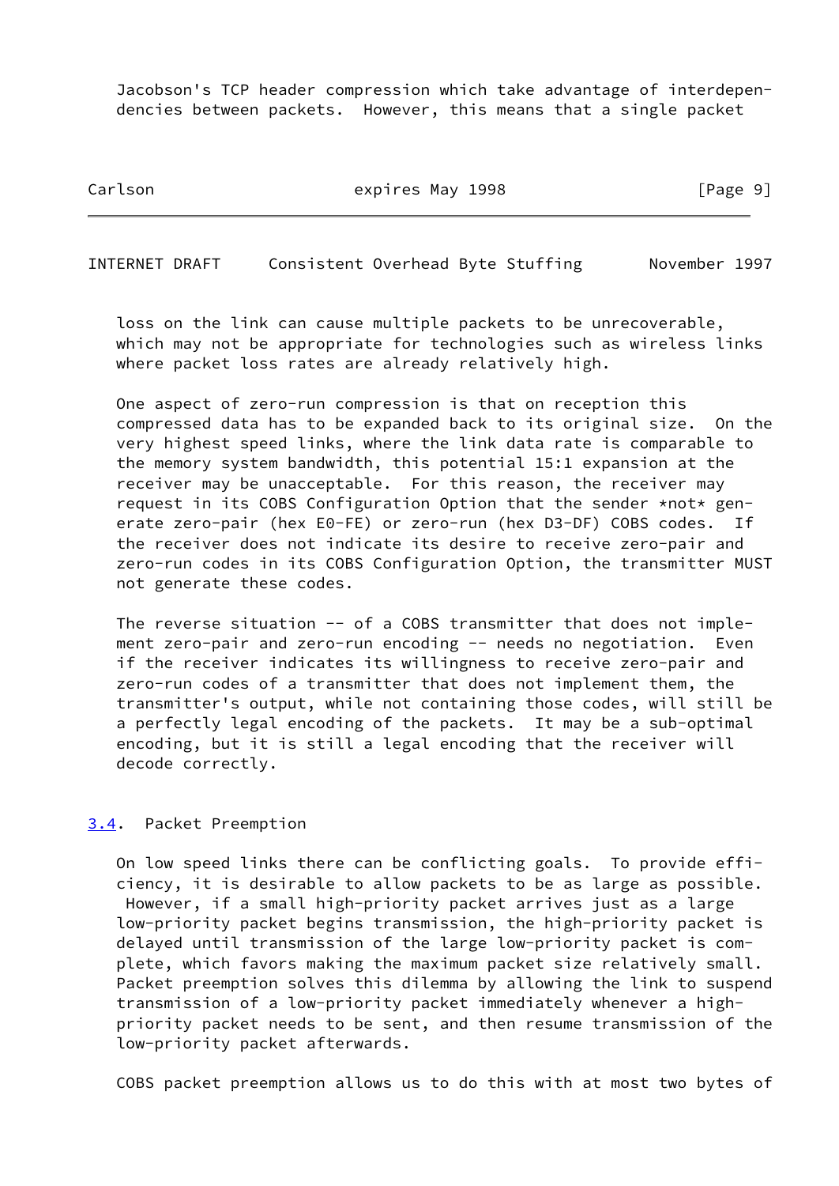Jacobson's TCP header compression which take advantage of interdependencies between packets. However, this means that a single packet loss on the link can cause multiple packets to be unrecoverable, which may not be appropriate for technologies such as wireless links where packet loss rates are already relatively high.

One aspect of zero-run compression is that on reception this compressed data has to be expanded back to its original size. On the very highest speed links, where the link data rate is comparable to the memory system bandwidth, this potential 15:1 expansion at the receiver may be unacceptable. For this reason, the receiver may request in its COBS Configuration Option that the sender *not* generate zero-pair (hex E0-FE) or zero-run (hex D3-DF) COBS codes. If the receiver does not indicate its desire to receive zero-pair and zero-run codes in its COBS Configuration Option, the transmitter MUST not generate these codes.

The reverse situation -- of a COBS transmitter that does not implement zero-pair and zero-run encoding -- needs no negotiation. Even if the receiver indicates its willingness to receive zero-pair and zero-run codes of a transmitter that does not implement them, the transmitter's output, while not containing those codes, will still be a perfectly legal encoding of the packets. It may be a sub-optimal encoding, but it is still a legal encoding that the receiver will decode correctly.

### 3.4. Packet Preemption

On low speed links there can be conflicting goals. To provide efficiency, it is desirable to allow packets to be as large as possible. However, if a small high-priority packet arrives just as a large low-priority packet begins transmission, the high-priority packet is delayed until transmission of the large low-priority packet is complete, which favors making the maximum packet size relatively small. Packet preemption solves this dilemma by allowing the link to suspend transmission of a low-priority packet immediately whenever a high-priority packet needs to be sent, and then resume transmission of the low-priority packet afterwards.

COBS packet preemption allows us to do this with at most two bytes of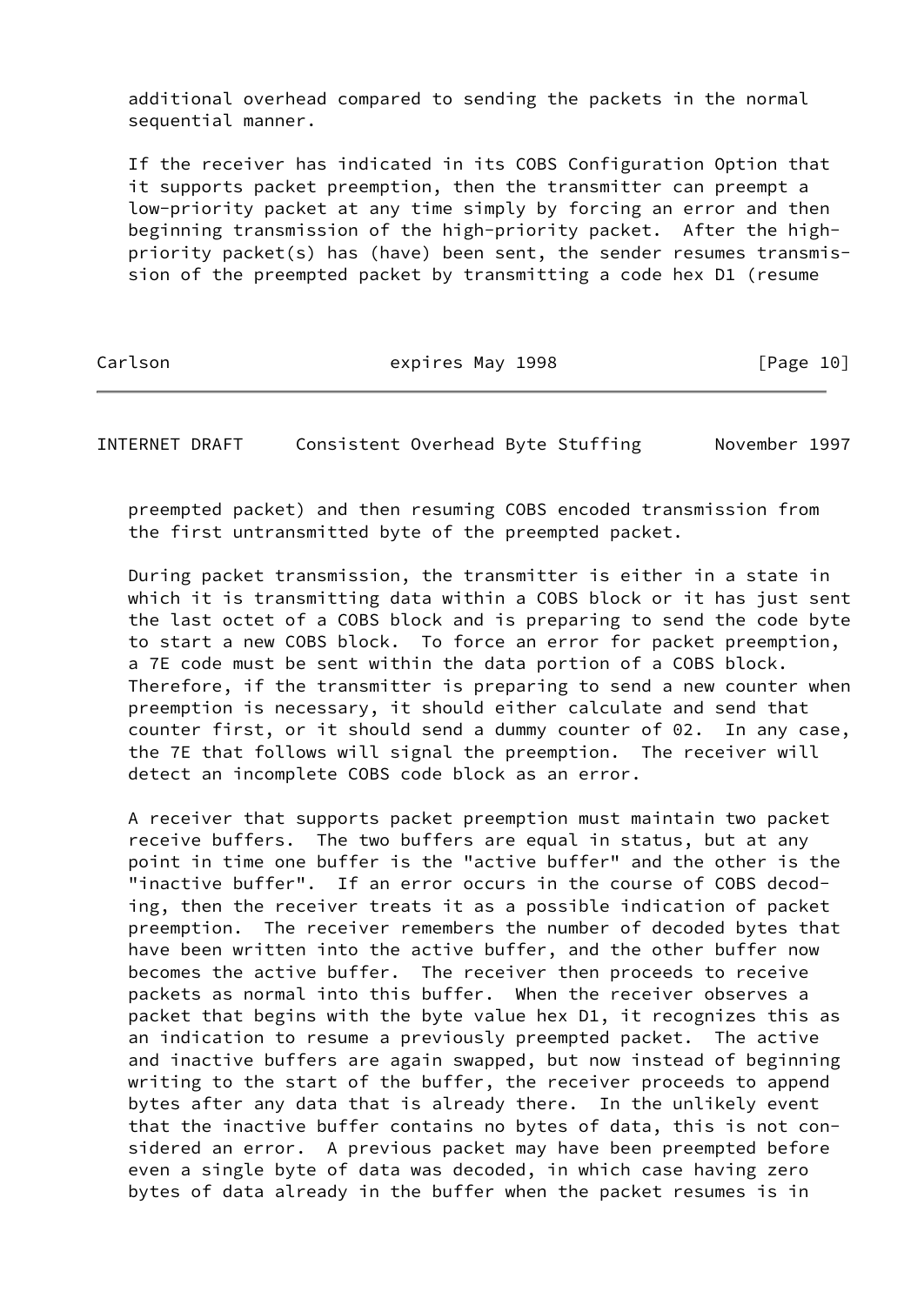additional overhead compared to sending the packets in the normal sequential manner.

If the receiver has indicated in its COBS Configuration Option that it supports packet preemption, then the transmitter can preempt a low-priority packet at any time simply by forcing an error and then beginning transmission of the high-priority packet. After the high-priority packet(s) has (have) been sent, the sender resumes transmission of the preempted packet by transmitting a code hex D1 (resume preempted packet) and then resuming COBS encoded transmission from the first untransmitted byte of the preempted packet.

During packet transmission, the transmitter is either in a state in which it is transmitting data within a COBS block or it has just sent the last octet of a COBS block and is preparing to send the code byte to start a new COBS block. To force an error for packet preemption, a 7E code must be sent within the data portion of a COBS block. Therefore, if the transmitter is preparing to send a new counter when preemption is necessary, it should either calculate and send that counter first, or it should send a dummy counter of 02. In any case, the 7E that follows will signal the preemption. The receiver will detect an incomplete COBS code block as an error.

A receiver that supports packet preemption must maintain two packet receive buffers. The two buffers are equal in status, but at any point in time one buffer is the "active buffer" and the other is the "inactive buffer". If an error occurs in the course of COBS decoding, then the receiver treats it as a possible indication of packet preemption. The receiver remembers the number of decoded bytes that have been written into the active buffer, and the other buffer now becomes the active buffer. The receiver then proceeds to receive packets as normal into this buffer. When the receiver observes a packet that begins with the byte value hex D1, it recognizes this as an indication to resume a previously preempted packet. The active and inactive buffers are again swapped, but now instead of beginning writing to the start of the buffer, the receiver proceeds to append bytes after any data that is already there. In the unlikely event that the inactive buffer contains no bytes of data, this is not considered an error. A previous packet may have been preempted before even a single byte of data was decoded, in which case having zero bytes of data already in the buffer when the packet resumes is in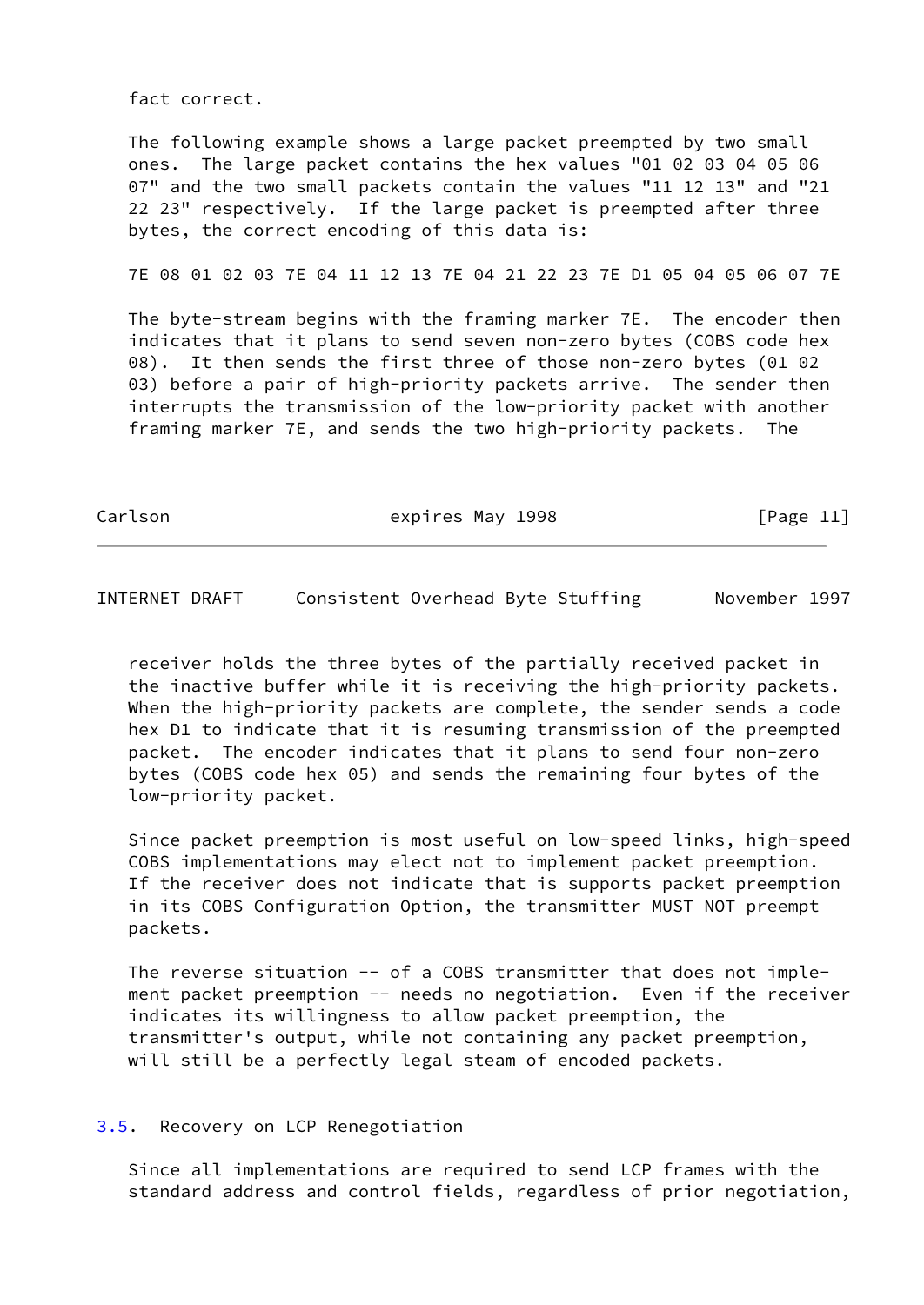fact correct.

The following example shows a large packet preempted by two small ones. The large packet contains the hex values "01 02 03 04 05 06 07" and the two small packets contain the values "11 12 13" and "21 22 23" respectively. If the large packet is preempted after three bytes, the correct encoding of this data is:

```
7E 08 01 02 03 7E 04 11 12 13 7E 04 21 22 23 7E D1 05 04 05 06 07 7E
```

The byte-stream begins with the framing marker 7E. The encoder then indicates that it plans to send seven non-zero bytes (COBS code hex 08). It then sends the first three of those non-zero bytes (01 02 03) before a pair of high-priority packets arrive. The sender then interrupts the transmission of the low-priority packet with another framing marker 7E, and sends the two high-priority packets. The receiver holds the three bytes of the partially received packet in the inactive buffer while it is receiving the high-priority packets. When the high-priority packets are complete, the sender sends a code hex D1 to indicate that it is resuming transmission of the preempted packet. The encoder indicates that it plans to send four non-zero bytes (COBS code hex 05) and sends the remaining four bytes of the low-priority packet.

Since packet preemption is most useful on low-speed links, high-speed COBS implementations may elect not to implement packet preemption. If the receiver does not indicate that is supports packet preemption in its COBS Configuration Option, the transmitter MUST NOT preempt packets.

The reverse situation -- of a COBS transmitter that does not implement packet preemption -- needs no negotiation. Even if the receiver indicates its willingness to allow packet preemption, the transmitter's output, while not containing any packet preemption, will still be a perfectly legal steam of encoded packets.

## 3.5. Recovery on LCP Renegotiation

Since all implementations are required to send LCP frames with the standard address and control fields, regardless of prior negotiation,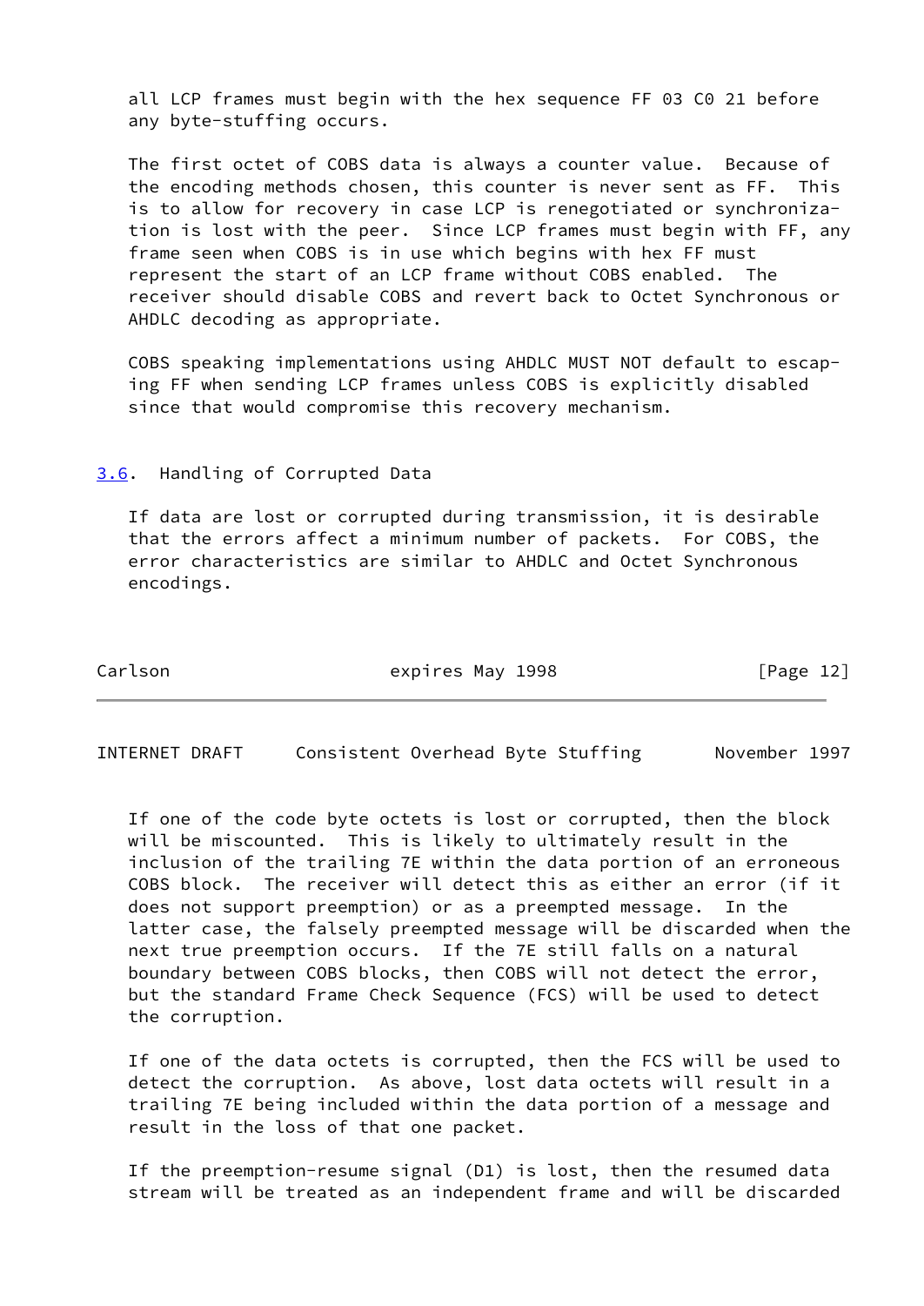all LCP frames must begin with the hex sequence FF 03 C0 21 before any byte-stuffing occurs.

The first octet of COBS data is always a counter value. Because of the encoding methods chosen, this counter is never sent as FF. This is to allow for recovery in case LCP is renegotiated or synchronization is lost with the peer. Since LCP frames must begin with FF, any frame seen when COBS is in use which begins with hex FF must represent the start of an LCP frame without COBS enabled. The receiver should disable COBS and revert back to Octet Synchronous or AHDLC decoding as appropriate.

COBS speaking implementations using AHDLC MUST NOT default to escaping FF when sending LCP frames unless COBS is explicitly disabled since that would compromise this recovery mechanism.

## 3.6. Handling of Corrupted Data

If data are lost or corrupted during transmission, it is desirable that the errors affect a minimum number of packets. For COBS, the error characteristics are similar to AHDLC and Octet Synchronous encodings.

If one of the code byte octets is lost or corrupted, then the block will be miscounted. This is likely to ultimately result in the inclusion of the trailing 7E within the data portion of an erroneous COBS block. The receiver will detect this as either an error (if it does not support preemption) or as a preempted message. In the latter case, the falsely preempted message will be discarded when the next true preemption occurs. If the 7E still falls on a natural boundary between COBS blocks, then COBS will not detect the error, but the standard Frame Check Sequence (FCS) will be used to detect the corruption.

If one of the data octets is corrupted, then the FCS will be used to detect the corruption. As above, lost data octets will result in a trailing 7E being included within the data portion of a message and result in the loss of that one packet.

If the preemption-resume signal (D1) is lost, then the resumed data stream will be treated as an independent frame and will be discarded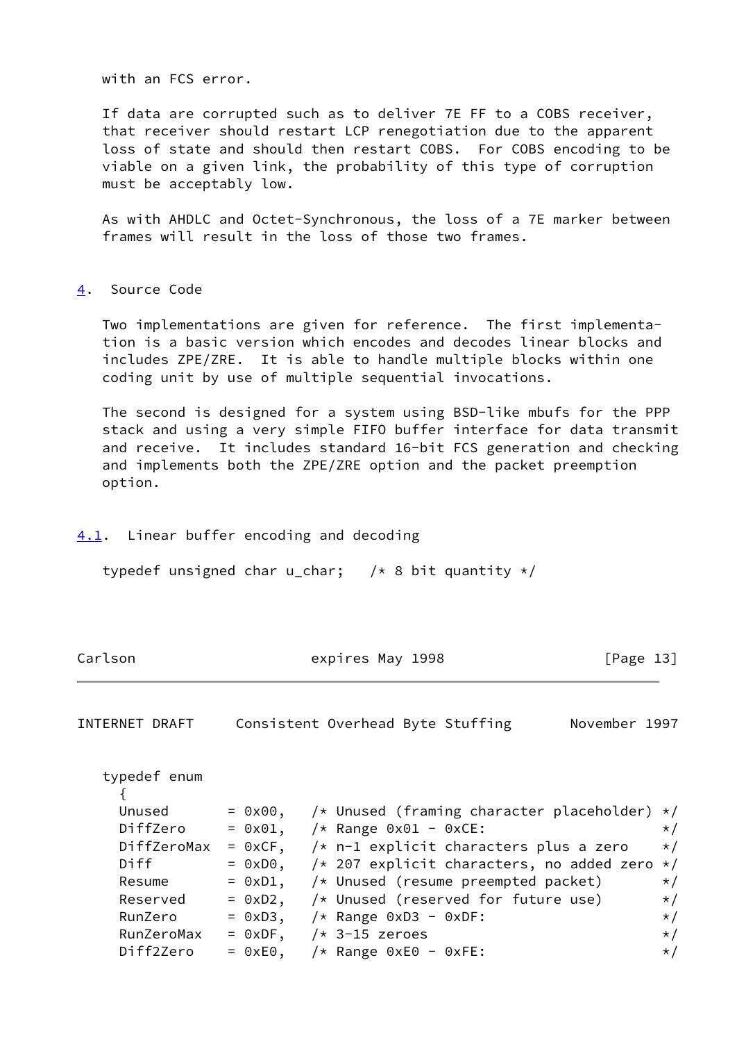with an FCS error.

If data are corrupted such as to deliver 7E FF to a COBS receiver, that receiver should restart LCP renegotiation due to the apparent loss of state and should then restart COBS. For COBS encoding to be viable on a given link, the probability of this type of corruption must be acceptably low.

As with AHDLC and Octet-Synchronous, the loss of a 7E marker between frames will result in the loss of those two frames.

## 4. Source Code

Two implementations are given for reference. The first implementation is a basic version which encodes and decodes linear blocks and includes ZPE/ZRE. It is able to handle multiple blocks within one coding unit by use of multiple sequential invocations.

The second is designed for a system using BSD-like mbufs for the PPP stack and using a very simple FIFO buffer interface for data transmit and receive. It includes standard 16-bit FCS generation and checking and implements both the ZPE/ZRE option and the packet preemption option.

### 4.1. Linear buffer encoding and decoding

```
typedef unsigned char u_char;   /* 8 bit quantity */

typedef enum
  {
  Unused       = 0x00,   /* Unused (framing character placeholder) */
  DiffZero     = 0x01,   /* Range 0x01 - 0xCE:                     */
  DiffZeroMax  = 0xCF,   /* n-1 explicit characters plus a zero    */
  Diff         = 0xD0,   /* 207 explicit characters, no added zero */
  Resume       = 0xD1,   /* Unused (resume preempted packet)       */
  Reserved     = 0xD2,   /* Unused (reserved for future use)       */
  RunZero      = 0xD3,   /* Range 0xD3 - 0xDF:                     */
  RunZeroMax   = 0xDF,   /* 3-15 zeroes                            */
  Diff2Zero    = 0xE0,   /* Range 0xE0 - 0xFE:                     */
```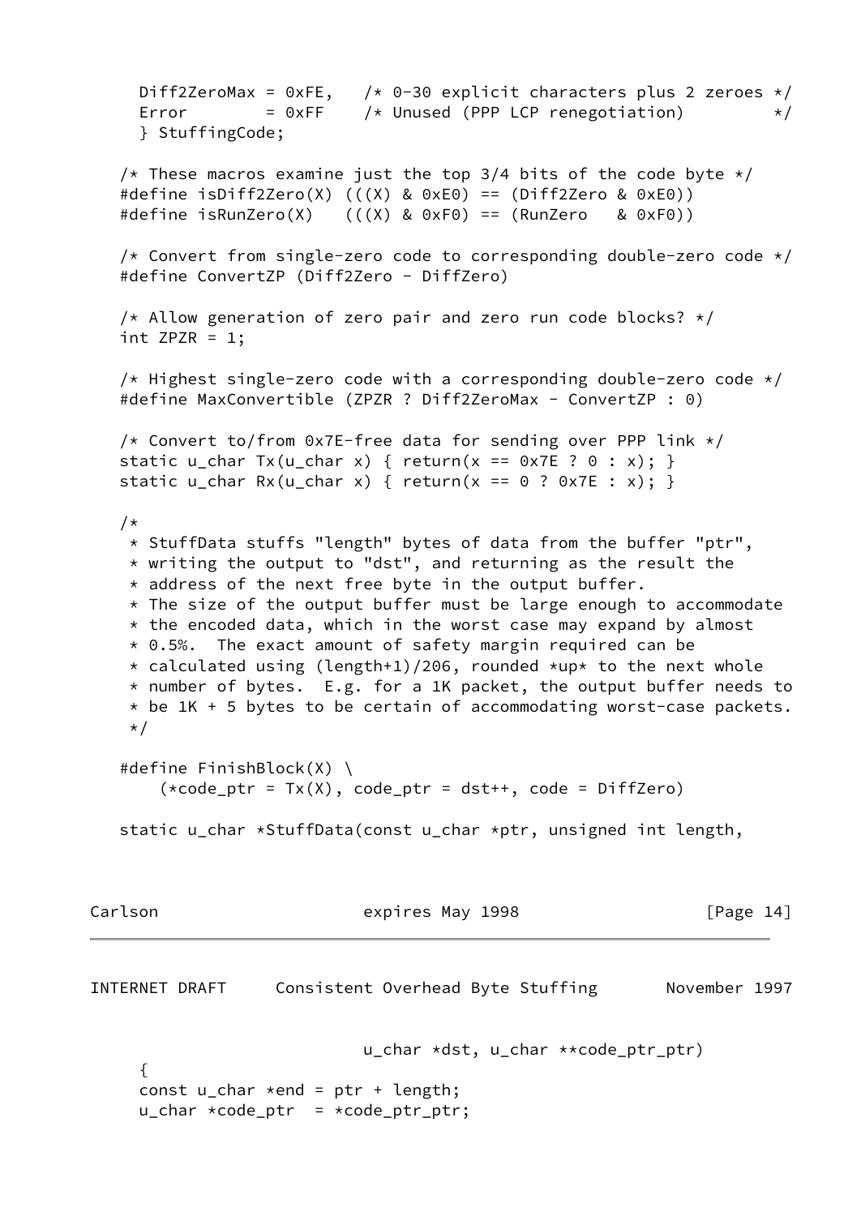```
      Diff2ZeroMax = 0xFE,   /* 0-30 explicit characters plus 2 zeroes */
      Error        = 0xFF    /* Unused (PPP LCP renegotiation)         */
      } StuffingCode;

   /* These macros examine just the top 3/4 bits of the code byte */
   #define isDiff2Zero(X) (((X) & 0xE0) == (Diff2Zero & 0xE0))
   #define isRunZero(X)   (((X) & 0xF0) == (RunZero   & 0xF0))

   /* Convert from single-zero code to corresponding double-zero code */
   #define ConvertZP (Diff2Zero - DiffZero)

   /* Allow generation of zero pair and zero run code blocks? */
   int ZPZR = 1;

   /* Highest single-zero code with a corresponding double-zero code */
   #define MaxConvertible (ZPZR ? Diff2ZeroMax - ConvertZP : 0)

   /* Convert to/from 0x7E-free data for sending over PPP link */
   static u_char Tx(u_char x) { return(x == 0x7E ? 0 : x); }
   static u_char Rx(u_char x) { return(x == 0 ? 0x7E : x); }

   /*
    * StuffData stuffs "length" bytes of data from the buffer "ptr",
    * writing the output to "dst", and returning as the result the
    * address of the next free byte in the output buffer.
    * The size of the output buffer must be large enough to accommodate
    * the encoded data, which in the worst case may expand by almost
    * 0.5%.  The exact amount of safety margin required can be
    * calculated using (length+1)/206, rounded *up* to the next whole
    * number of bytes.  E.g. for a 1K packet, the output buffer needs to
    * be 1K + 5 bytes to be certain of accommodating worst-case packets.
    */

   #define FinishBlock(X) \
       (*code_ptr = Tx(X), code_ptr = dst++, code = DiffZero)

   static u_char *StuffData(const u_char *ptr, unsigned int length,
                            u_char *dst, u_char **code_ptr_ptr)
     {
     const u_char *end = ptr + length;
     u_char *code_ptr  = *code_ptr_ptr;
```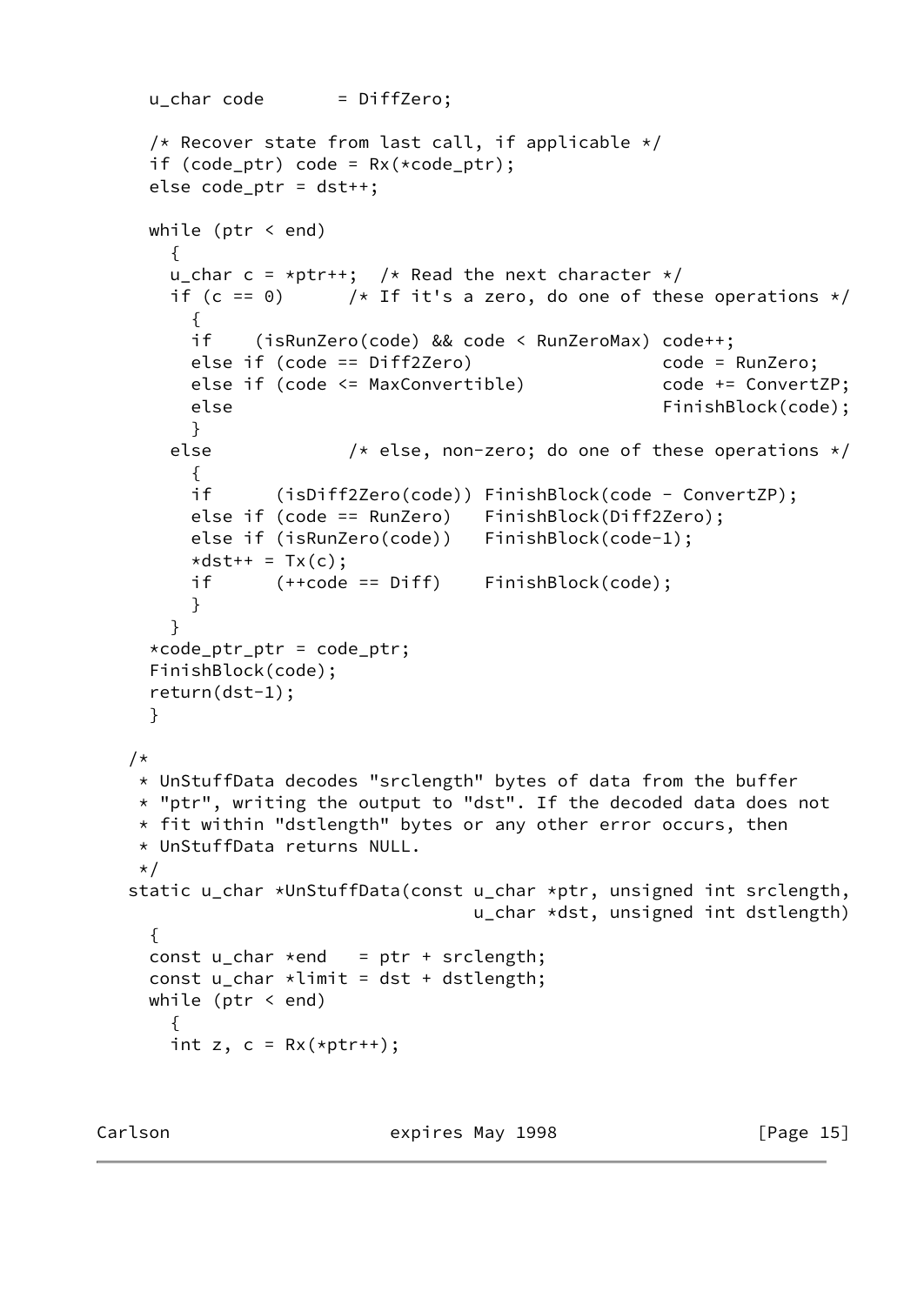```
     u_char code       = DiffZero;

     /* Recover state from last call, if applicable */
     if (code_ptr) code = Rx(*code_ptr);
     else code_ptr = dst++;

     while (ptr < end)
       {
       u_char c = *ptr++;  /* Read the next character */
       if (c == 0)      /* If it's a zero, do one of these operations */
         {
         if    (isRunZero(code) && code < RunZeroMax) code++;
         else if (code == Diff2Zero)                 code = RunZero;
         else if (code <= MaxConvertible)            code += ConvertZP;
         else                                        FinishBlock(code);
         }
       else             /* else, non-zero; do one of these operations */
         {
         if      (isDiff2Zero(code)) FinishBlock(code - ConvertZP);
         else if (code == RunZero)   FinishBlock(Diff2Zero);
         else if (isRunZero(code))   FinishBlock(code-1);
         *dst++ = Tx(c);
         if      (++code == Diff)    FinishBlock(code);
         }
       }
     *code_ptr_ptr = code_ptr;
     FinishBlock(code);
     return(dst-1);
     }

   /*
    * UnStuffData decodes "srclength" bytes of data from the buffer
    * "ptr", writing the output to "dst". If the decoded data does not
    * fit within "dstlength" bytes or any other error occurs, then
    * UnStuffData returns NULL.
    */
   static u_char *UnStuffData(const u_char *ptr, unsigned int srclength,
                                 u_char *dst, unsigned int dstlength)
     {
     const u_char *end   = ptr + srclength;
     const u_char *limit = dst + dstlength;
     while (ptr < end)
       {
       int z, c = Rx(*ptr++);
```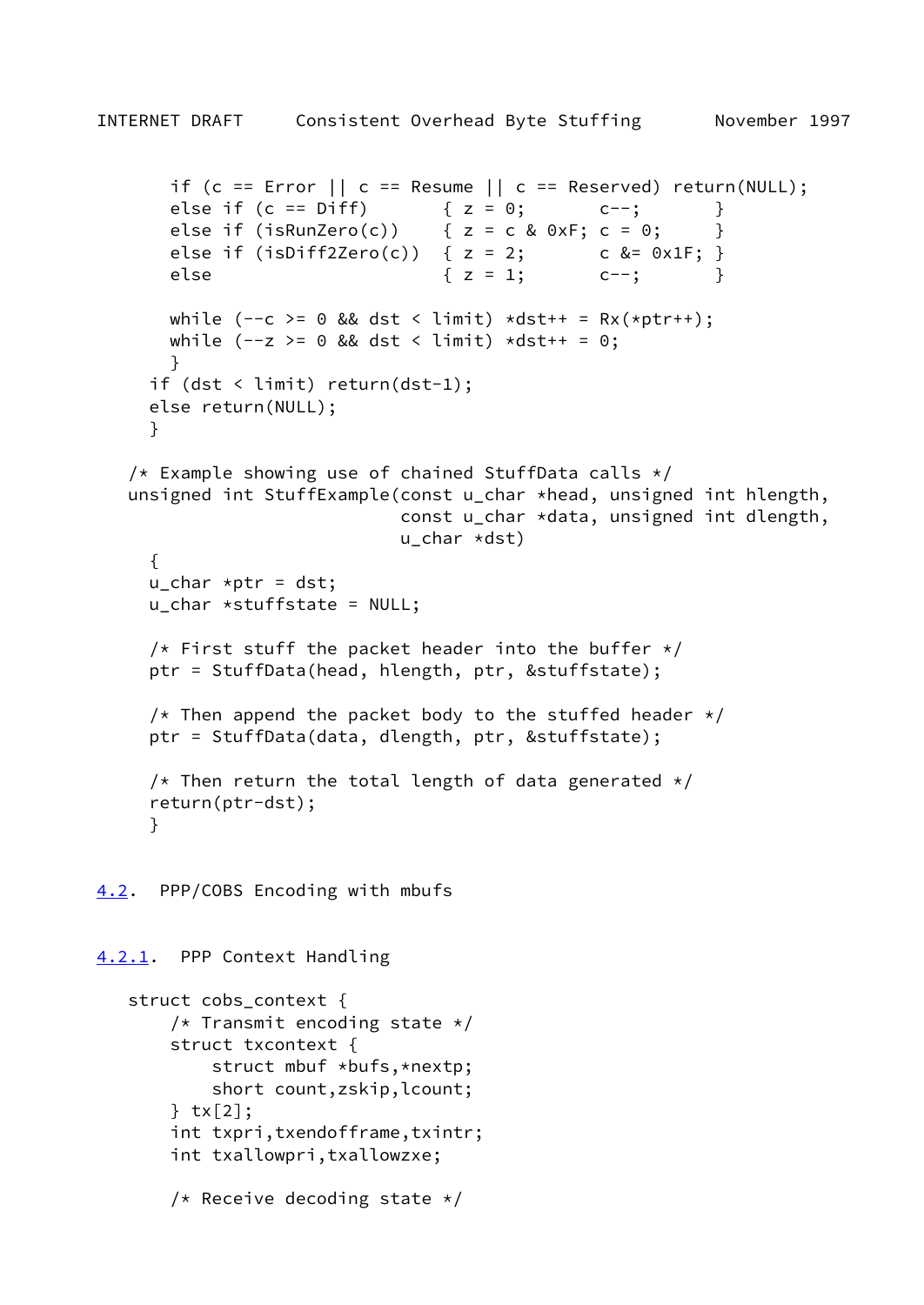```
        if (c == Error || c == Resume || c == Reserved) return(NULL);
        else if (c == Diff)       { z = 0;       c--;       }
        else if (isRunZero(c))    { z = c & 0xF; c = 0;     }
        else if (isDiff2Zero(c))  { z = 2;       c &= 0x1F; }
        else                      { z = 1;       c--;       }

        while (--c >= 0 && dst < limit) *dst++ = Rx(*ptr++);
        while (--z >= 0 && dst < limit) *dst++ = 0;
        }
      if (dst < limit) return(dst-1);
      else return(NULL);
      }

   /* Example showing use of chained StuffData calls */
   unsigned int StuffExample(const u_char *head, unsigned int hlength,
                             const u_char *data, unsigned int dlength,
                             u_char *dst)
      {
      u_char *ptr = dst;
      u_char *stuffstate = NULL;

      /* First stuff the packet header into the buffer */
      ptr = StuffData(head, hlength, ptr, &stuffstate);

      /* Then append the packet body to the stuffed header */
      ptr = StuffData(data, dlength, ptr, &stuffstate);

      /* Then return the total length of data generated */
      return(ptr-dst);
      }
```

### 4.2. PPP/COBS Encoding with mbufs

#### 4.2.1. PPP Context Handling

```
   struct cobs_context {
       /* Transmit encoding state */
       struct txcontext {
           struct mbuf *bufs,*nextp;
           short count,zskip,lcount;
       } tx[2];
       int txpri,txendofframe,txintr;
       int txallowpri,txallowzxe;

       /* Receive decoding state */
```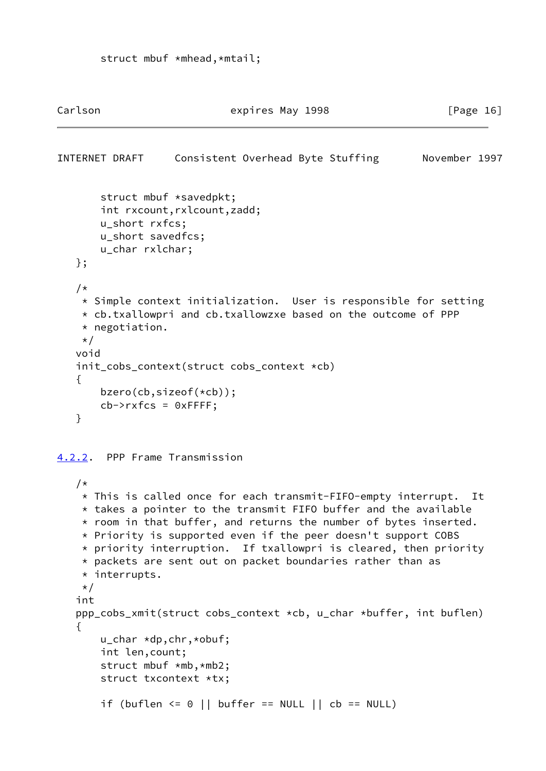```
    struct mbuf *mhead,*mtail;
```

```
    struct mbuf *savedpkt;
    int rxcount,rxlcount,zadd;
    u_short rxfcs;
    u_short savedfcs;
    u_char rxlchar;
};

/*
 * Simple context initialization.  User is responsible for setting
 * cb.txallowpri and cb.txallowzxe based on the outcome of PPP
 * negotiation.
 */
void
init_cobs_context(struct cobs_context *cb)
{
    bzero(cb,sizeof(*cb));
    cb->rxfcs = 0xFFFF;
}
```

### 4.2.2. PPP Frame Transmission

```
/*
 * This is called once for each transmit-FIFO-empty interrupt.  It
 * takes a pointer to the transmit FIFO buffer and the available
 * room in that buffer, and returns the number of bytes inserted.
 * Priority is supported even if the peer doesn't support COBS
 * priority interruption.  If txallowpri is cleared, then priority
 * packets are sent out on packet boundaries rather than as
 * interrupts.
 */
int
ppp_cobs_xmit(struct cobs_context *cb, u_char *buffer, int buflen)
{
    u_char *dp,chr,*obuf;
    int len,count;
    struct mbuf *mb,*mb2;
    struct txcontext *tx;

    if (buflen <= 0 || buffer == NULL || cb == NULL)
```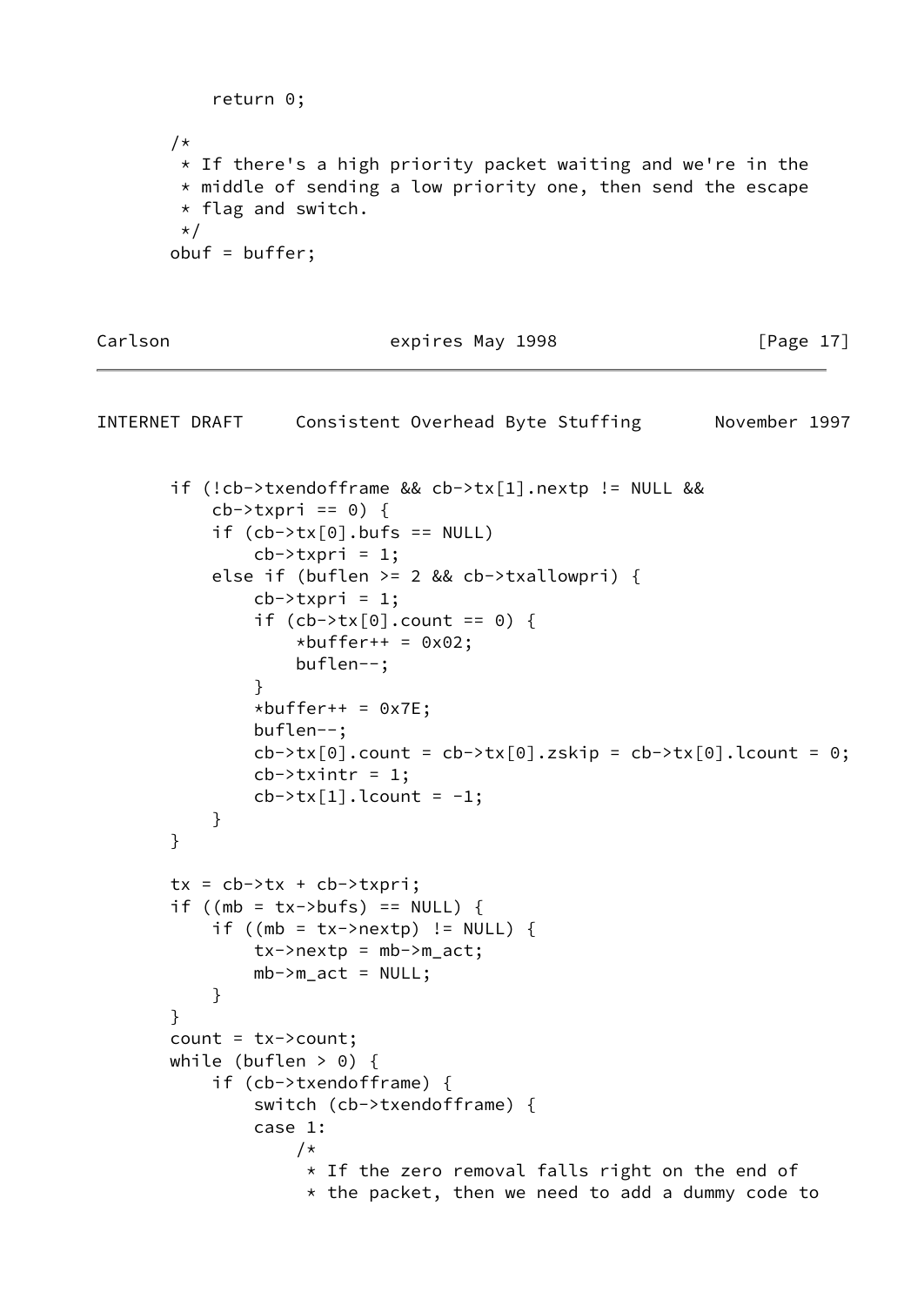```
            return 0;

        /*
         * If there's a high priority packet waiting and we're in the
         * middle of sending a low priority one, then send the escape
         * flag and switch.
         */
        obuf = buffer;
```

```
        if (!cb->txendofframe && cb->tx[1].nextp != NULL &&
            cb->txpri == 0) {
            if (cb->tx[0].bufs == NULL)
                cb->txpri = 1;
            else if (buflen >= 2 && cb->txallowpri) {
                cb->txpri = 1;
                if (cb->tx[0].count == 0) {
                    *buffer++ = 0x02;
                    buflen--;
                }
                *buffer++ = 0x7E;
                buflen--;
                cb->tx[0].count = cb->tx[0].zskip = cb->tx[0].lcount = 0;
                cb->txintr = 1;
                cb->tx[1].lcount = -1;
            }
        }

        tx = cb->tx + cb->txpri;
        if ((mb = tx->bufs) == NULL) {
            if ((mb = tx->nextp) != NULL) {
                tx->nextp = mb->m_act;
                mb->m_act = NULL;
            }
        }
        count = tx->count;
        while (buflen > 0) {
            if (cb->txendofframe) {
                switch (cb->txendofframe) {
                case 1:
                    /*
                     * If the zero removal falls right on the end of
                     * the packet, then we need to add a dummy code to
```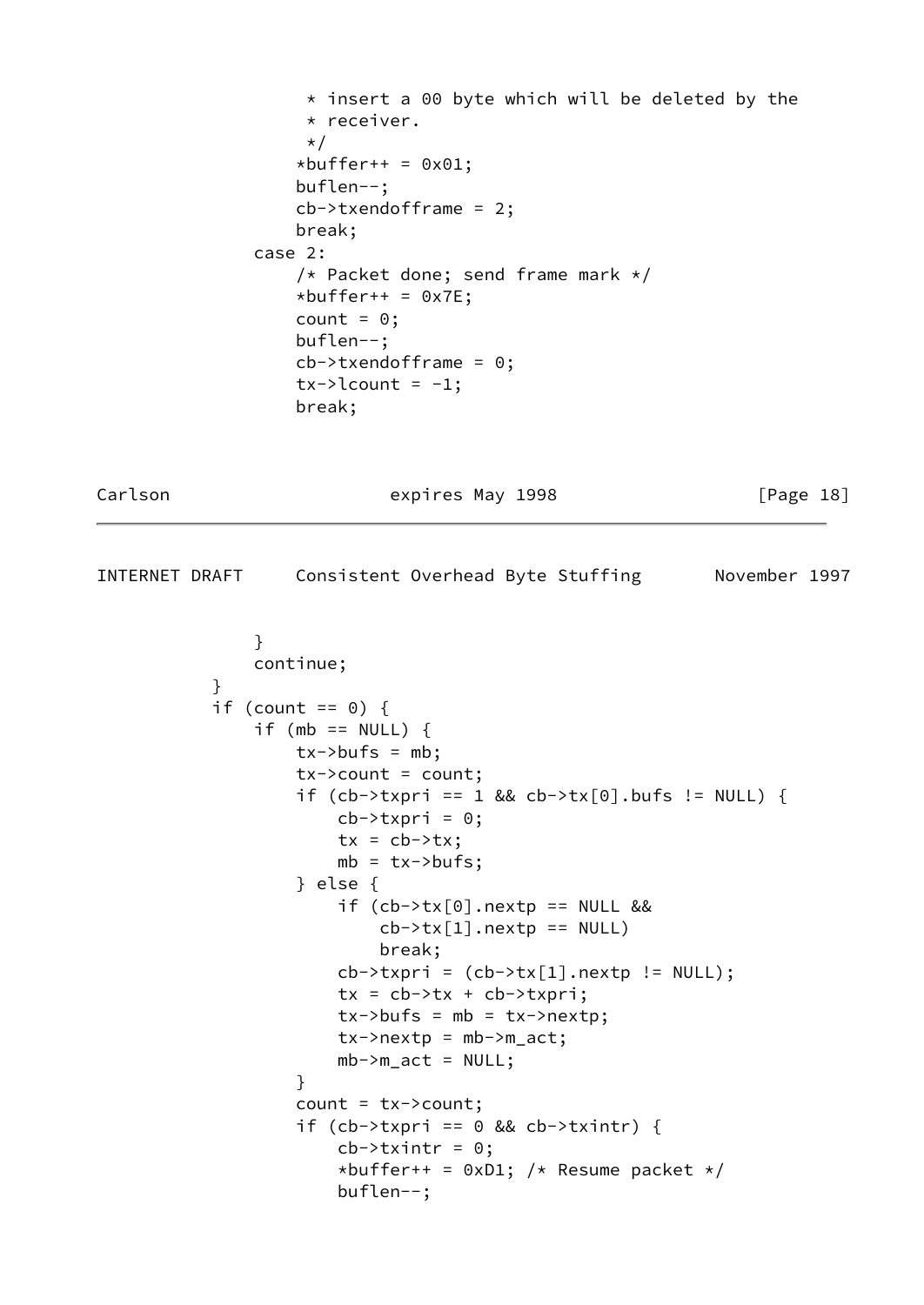```
                     * insert a 00 byte which will be deleted by the
                     * receiver.
                     */
                    *buffer++ = 0x01;
                    buflen--;
                    cb->txendofframe = 2;
                    break;
                case 2:
                    /* Packet done; send frame mark */
                    *buffer++ = 0x7E;
                    count = 0;
                    buflen--;
                    cb->txendofframe = 0;
                    tx->lcount = -1;
                    break;
                }
                continue;
            }
            if (count == 0) {
                if (mb == NULL) {
                    tx->bufs = mb;
                    tx->count = count;
                    if (cb->txpri == 1 && cb->tx[0].bufs != NULL) {
                        cb->txpri = 0;
                        tx = cb->tx;
                        mb = tx->bufs;
                    } else {
                        if (cb->tx[0].nextp == NULL &&
                            cb->tx[1].nextp == NULL)
                            break;
                        cb->txpri = (cb->tx[1].nextp != NULL);
                        tx = cb->tx + cb->txpri;
                        tx->bufs = mb = tx->nextp;
                        tx->nextp = mb->m_act;
                        mb->m_act = NULL;
                    }
                    count = tx->count;
                    if (cb->txpri == 0 && cb->txintr) {
                        cb->txintr = 0;
                        *buffer++ = 0xD1; /* Resume packet */
                        buflen--;
```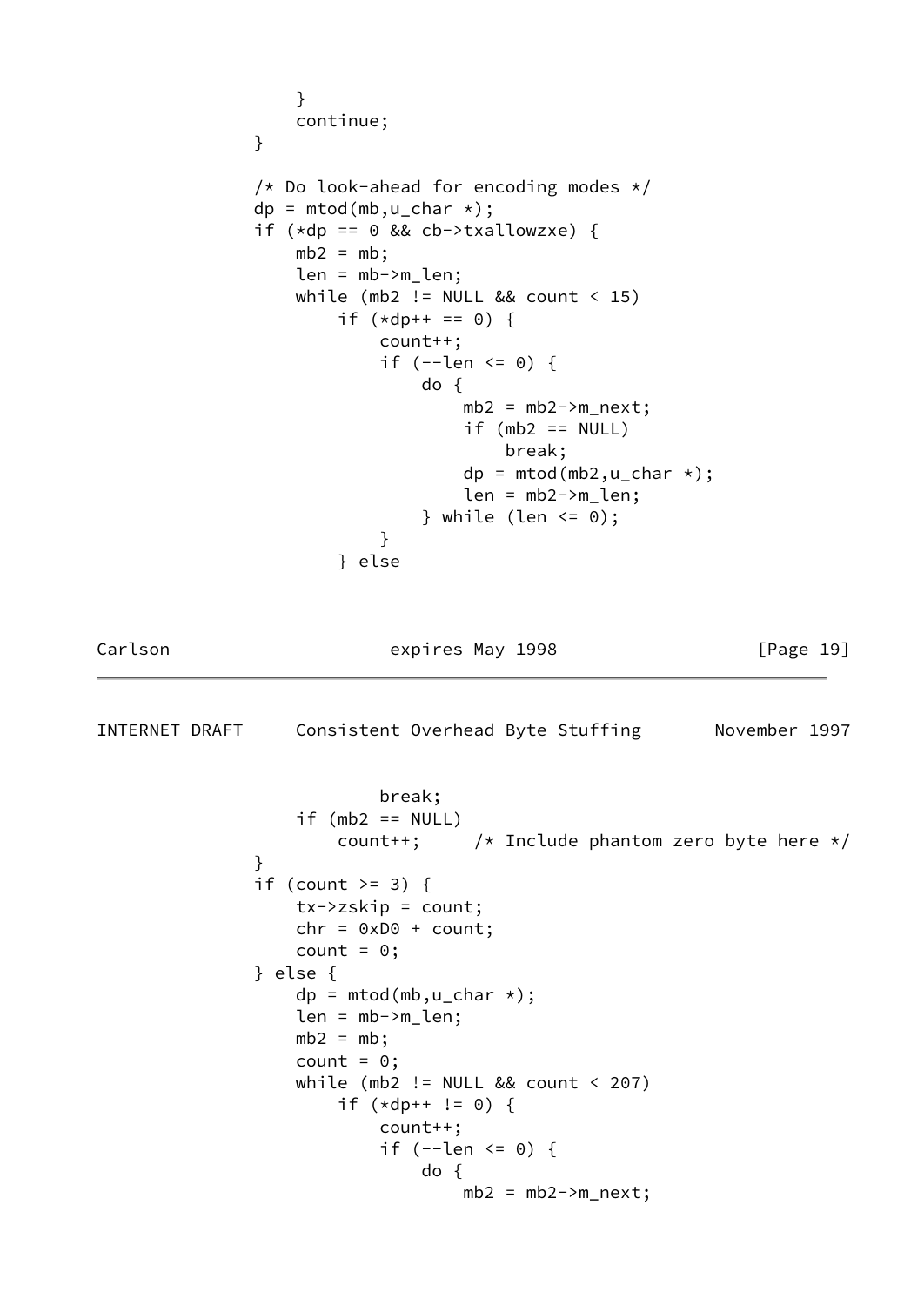```
                }
                continue;
            }

            /* Do look-ahead for encoding modes */
            dp = mtod(mb,u_char *);
            if (*dp == 0 && cb->txallowzxe) {
                mb2 = mb;
                len = mb->m_len;
                while (mb2 != NULL && count < 15)
                    if (*dp++ == 0) {
                        count++;
                        if (--len <= 0) {
                            do {
                                mb2 = mb2->m_next;
                                if (mb2 == NULL)
                                    break;
                                dp = mtod(mb2,u_char *);
                                len = mb2->m_len;
                            } while (len <= 0);
                        }
                    } else
                        break;
                if (mb2 == NULL)
                    count++;     /* Include phantom zero byte here */
            }
            if (count >= 3) {
                tx->zskip = count;
                chr = 0xD0 + count;
                count = 0;
            } else {
                dp = mtod(mb,u_char *);
                len = mb->m_len;
                mb2 = mb;
                count = 0;
                while (mb2 != NULL && count < 207)
                    if (*dp++ != 0) {
                        count++;
                        if (--len <= 0) {
                            do {
                                mb2 = mb2->m_next;
```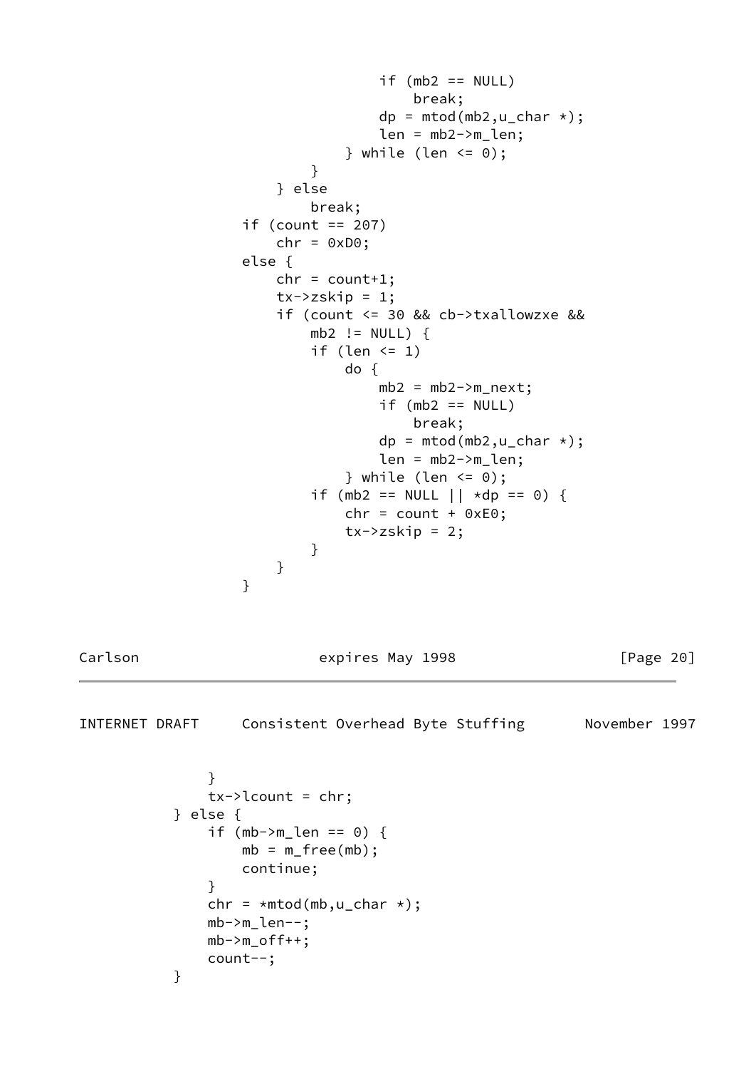```
                        if (mb2 == NULL)
                            break;
                        dp = mtod(mb2,u_char *);
                        len = mb2->m_len;
                    } while (len <= 0);
                }
            } else
                break;
        if (count == 207)
            chr = 0xD0;
        else {
            chr = count+1;
            tx->zskip = 1;
            if (count <= 30 && cb->txallowzxe &&
                mb2 != NULL) {
                if (len <= 1)
                    do {
                        mb2 = mb2->m_next;
                        if (mb2 == NULL)
                            break;
                        dp = mtod(mb2,u_char *);
                        len = mb2->m_len;
                    } while (len <= 0);
                if (mb2 == NULL || *dp == 0) {
                    chr = count + 0xE0;
                    tx->zskip = 2;
                }
            }
        }
```

```
        }
        tx->lcount = chr;
    } else {
        if (mb->m_len == 0) {
            mb = m_free(mb);
            continue;
        }
        chr = *mtod(mb,u_char *);
        mb->m_len--;
        mb->m_off++;
        count--;
    }
```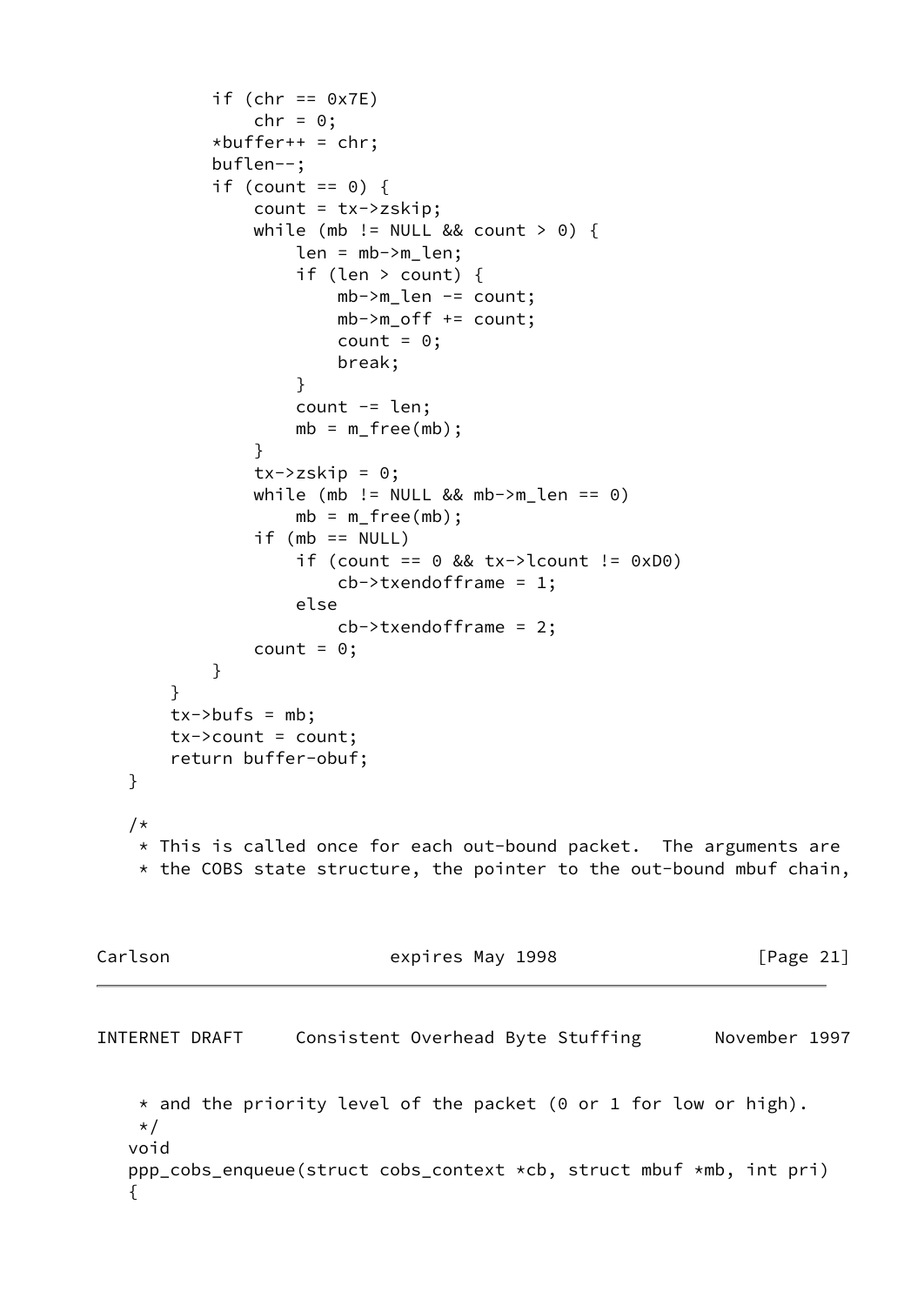```
            if (chr == 0x7E)
                chr = 0;
            *buffer++ = chr;
            buflen--;
            if (count == 0) {
                count = tx->zskip;
                while (mb != NULL && count > 0) {
                    len = mb->m_len;
                    if (len > count) {
                        mb->m_len -= count;
                        mb->m_off += count;
                        count = 0;
                        break;
                    }
                    count -= len;
                    mb = m_free(mb);
                }
                tx->zskip = 0;
                while (mb != NULL && mb->m_len == 0)
                    mb = m_free(mb);
                if (mb == NULL)
                    if (count == 0 && tx->lcount != 0xD0)
                        cb->txendofframe = 1;
                    else
                        cb->txendofframe = 2;
                count = 0;
            }
        }
        tx->bufs = mb;
        tx->count = count;
        return buffer-obuf;
    }

    /*
     * This is called once for each out-bound packet.  The arguments are
     * the COBS state structure, the pointer to the out-bound mbuf chain,
     * and the priority level of the packet (0 or 1 for low or high).
     */
    void
    ppp_cobs_enqueue(struct cobs_context *cb, struct mbuf *mb, int pri)
    {
```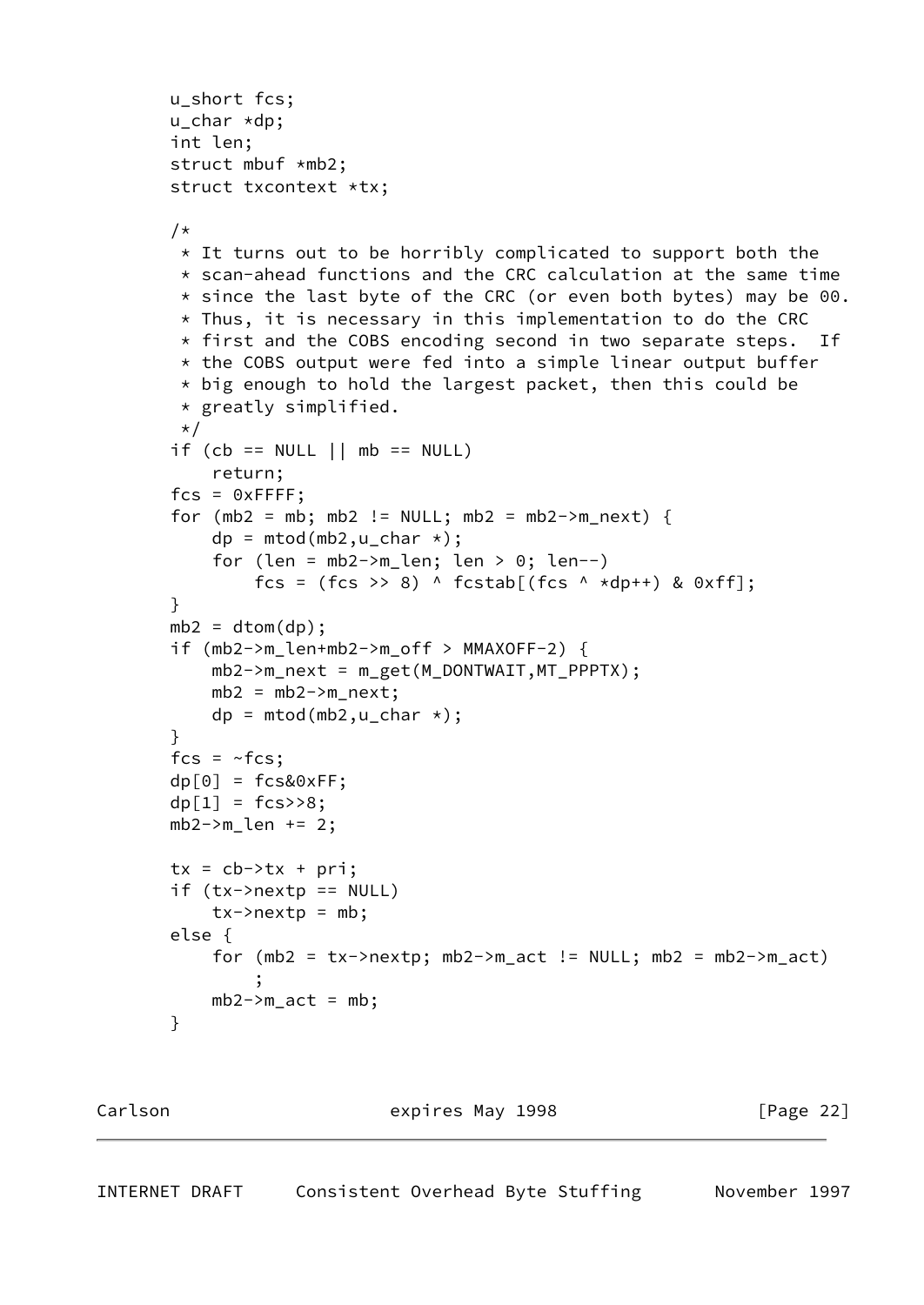```
        u_short fcs;
        u_char *dp;
        int len;
        struct mbuf *mb2;
        struct txcontext *tx;

        /*
         * It turns out to be horribly complicated to support both the
         * scan-ahead functions and the CRC calculation at the same time
         * since the last byte of the CRC (or even both bytes) may be 00.
         * Thus, it is necessary in this implementation to do the CRC
         * first and the COBS encoding second in two separate steps.  If
         * the COBS output were fed into a simple linear output buffer
         * big enough to hold the largest packet, then this could be
         * greatly simplified.
         */
        if (cb == NULL || mb == NULL)
            return;
        fcs = 0xFFFF;
        for (mb2 = mb; mb2 != NULL; mb2 = mb2->m_next) {
            dp = mtod(mb2,u_char *);
            for (len = mb2->m_len; len > 0; len--)
                fcs = (fcs >> 8) ^ fcstab[(fcs ^ *dp++) & 0xff];
        }
        mb2 = dtom(dp);
        if (mb2->m_len+mb2->m_off > MMAXOFF-2) {
            mb2->m_next = m_get(M_DONTWAIT,MT_PPPTX);
            mb2 = mb2->m_next;
            dp = mtod(mb2,u_char *);
        }
        fcs = ~fcs;
        dp[0] = fcs&0xFF;
        dp[1] = fcs>>8;
        mb2->m_len += 2;

        tx = cb->tx + pri;
        if (tx->nextp == NULL)
            tx->nextp = mb;
        else {
            for (mb2 = tx->nextp; mb2->m_act != NULL; mb2 = mb2->m_act)
                ;
            mb2->m_act = mb;
        }
```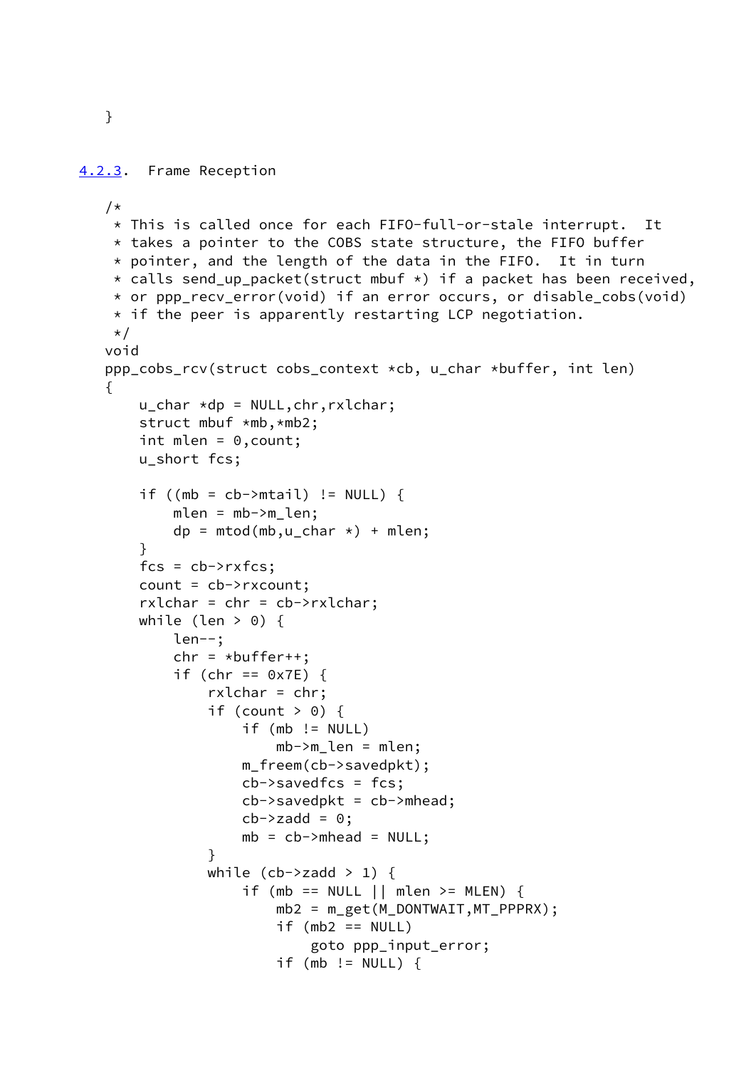```
   }
```

### 4.2.3. Frame Reception

```
   /*
    * This is called once for each FIFO-full-or-stale interrupt.  It
    * takes a pointer to the COBS state structure, the FIFO buffer
    * pointer, and the length of the data in the FIFO.  It in turn
    * calls send_up_packet(struct mbuf *) if a packet has been received,
    * or ppp_recv_error(void) if an error occurs, or disable_cobs(void)
    * if the peer is apparently restarting LCP negotiation.
    */
   void
   ppp_cobs_rcv(struct cobs_context *cb, u_char *buffer, int len)
   {
       u_char *dp = NULL,chr,rxlchar;
       struct mbuf *mb,*mb2;
       int mlen = 0,count;
       u_short fcs;

       if ((mb = cb->mtail) != NULL) {
           mlen = mb->m_len;
           dp = mtod(mb,u_char *) + mlen;
       }
       fcs = cb->rxfcs;
       count = cb->rxcount;
       rxlchar = chr = cb->rxlchar;
       while (len > 0) {
           len--;
           chr = *buffer++;
           if (chr == 0x7E) {
               rxlchar = chr;
               if (count > 0) {
                   if (mb != NULL)
                       mb->m_len = mlen;
                   m_freem(cb->savedpkt);
                   cb->savedfcs = fcs;
                   cb->savedpkt = cb->mhead;
                   cb->zadd = 0;
                   mb = cb->mhead = NULL;
               }
               while (cb->zadd > 1) {
                   if (mb == NULL || mlen >= MLEN) {
                       mb2 = m_get(M_DONTWAIT,MT_PPPRX);
                       if (mb2 == NULL)
                           goto ppp_input_error;
                       if (mb != NULL) {
```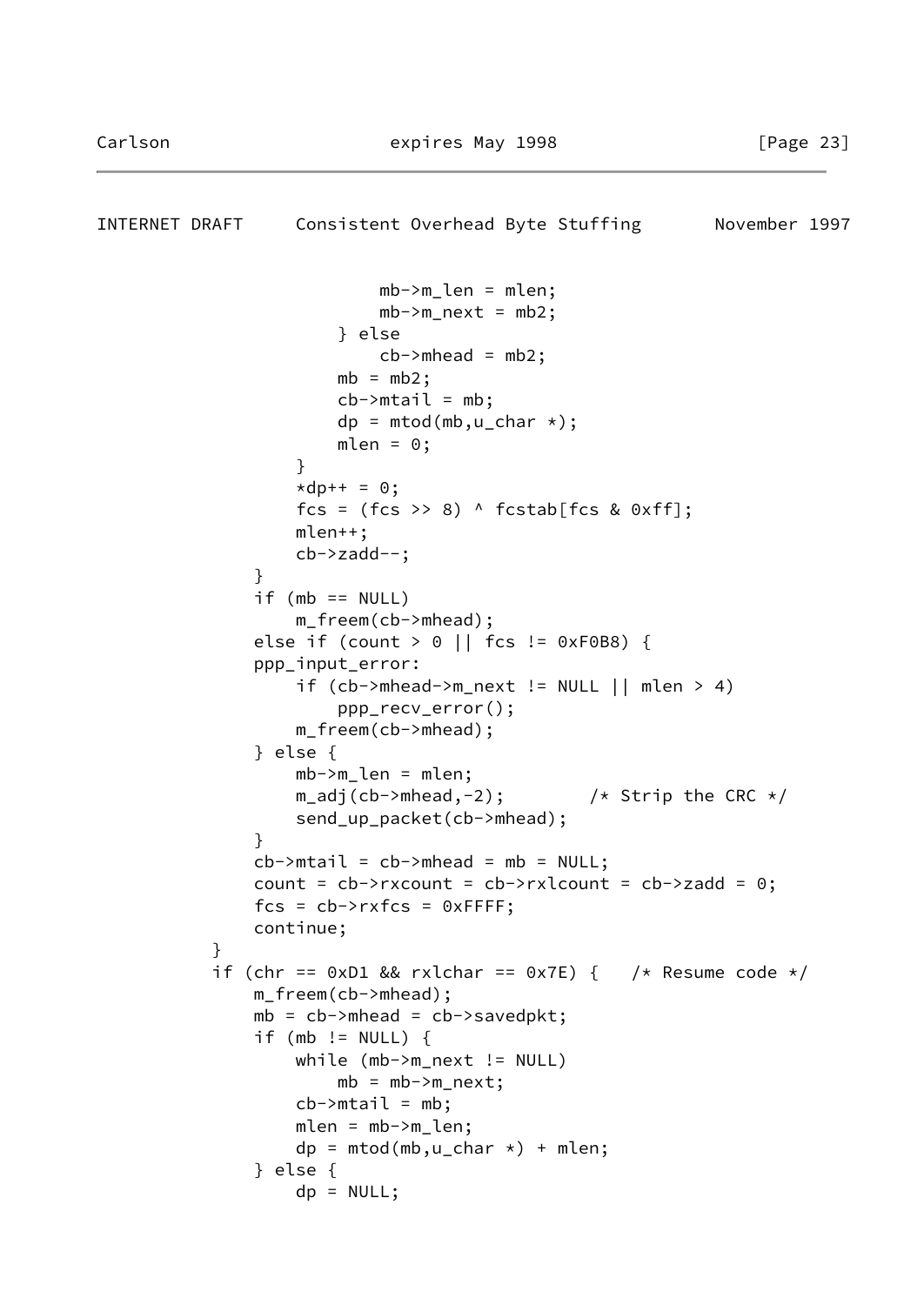```
                        mb->m_len = mlen;
                        mb->m_next = mb2;
                    } else
                        cb->mhead = mb2;
                    mb = mb2;
                    cb->mtail = mb;
                    dp = mtod(mb,u_char *);
                    mlen = 0;
                }
                *dp++ = 0;
                fcs = (fcs >> 8) ^ fcstab[fcs & 0xff];
                mlen++;
                cb->zadd--;
            }
            if (mb == NULL)
                m_freem(cb->mhead);
            else if (count > 0 || fcs != 0xF0B8) {
            ppp_input_error:
                if (cb->mhead->m_next != NULL || mlen > 4)
                    ppp_recv_error();
                m_freem(cb->mhead);
            } else {
                mb->m_len = mlen;
                m_adj(cb->mhead,-2);        /* Strip the CRC */
                send_up_packet(cb->mhead);
            }
            cb->mtail = cb->mhead = mb = NULL;
            count = cb->rxcount = cb->rxlcount = cb->zadd = 0;
            fcs = cb->rxfcs = 0xFFFF;
            continue;
        }
        if (chr == 0xD1 && rxlchar == 0x7E) {   /* Resume code */
            m_freem(cb->mhead);
            mb = cb->mhead = cb->savedpkt;
            if (mb != NULL) {
                while (mb->m_next != NULL)
                    mb = mb->m_next;
                cb->mtail = mb;
                mlen = mb->m_len;
                dp = mtod(mb,u_char *) + mlen;
            } else {
                dp = NULL;
```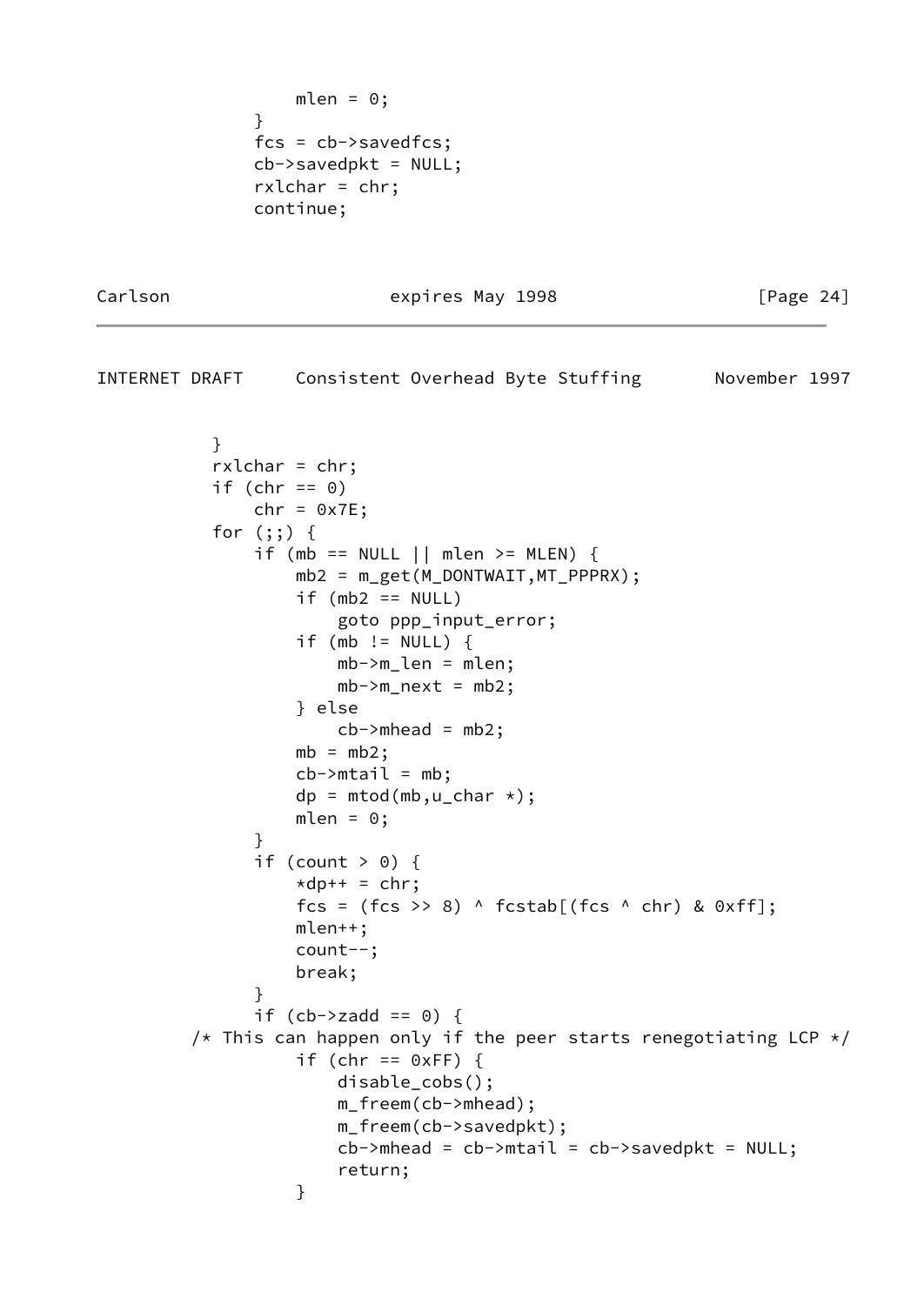```
                mlen = 0;
            }
            fcs = cb->savedfcs;
            cb->savedpkt = NULL;
            rxlchar = chr;
            continue;
```

```
        }
        rxlchar = chr;
        if (chr == 0)
            chr = 0x7E;
        for (;;) {
            if (mb == NULL || mlen >= MLEN) {
                mb2 = m_get(M_DONTWAIT,MT_PPPRX);
                if (mb2 == NULL)
                    goto ppp_input_error;
                if (mb != NULL) {
                    mb->m_len = mlen;
                    mb->m_next = mb2;
                } else
                    cb->mhead = mb2;
                mb = mb2;
                cb->mtail = mb;
                dp = mtod(mb,u_char *);
                mlen = 0;
            }
            if (count > 0) {
                *dp++ = chr;
                fcs = (fcs >> 8) ^ fcstab[(fcs ^ chr) & 0xff];
                mlen++;
                count--;
                break;
            }
            if (cb->zadd == 0) {
      /* This can happen only if the peer starts renegotiating LCP */
                if (chr == 0xFF) {
                    disable_cobs();
                    m_freem(cb->mhead);
                    m_freem(cb->savedpkt);
                    cb->mhead = cb->mtail = cb->savedpkt = NULL;
                    return;
                }
```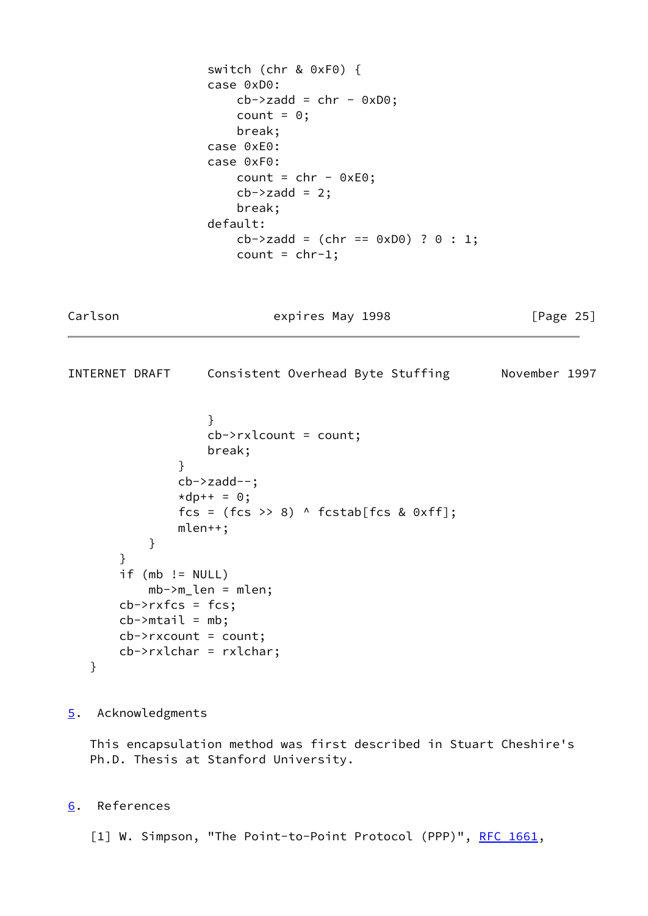```
                    switch (chr & 0xF0) {
                    case 0xD0:
                        cb->zadd = chr - 0xD0;
                        count = 0;
                        break;
                    case 0xE0:
                    case 0xF0:
                        count = chr - 0xE0;
                        cb->zadd = 2;
                        break;
                    default:
                        cb->zadd = (chr == 0xD0) ? 0 : 1;
                        count = chr-1;
                    }
                    cb->rxlcount = count;
                    break;
                }
                cb->zadd--;
                *dp++ = 0;
                fcs = (fcs >> 8) ^ fcstab[fcs & 0xff];
                mlen++;
            }
        }
        if (mb != NULL)
            mb->m_len = mlen;
        cb->rxfcs = fcs;
        cb->mtail = mb;
        cb->rxcount = count;
        cb->rxlchar = rxlchar;
    }
```

## 5. Acknowledgments

This encapsulation method was first described in Stuart Cheshire's Ph.D. Thesis at Stanford University.

## 6. References

[1] W. Simpson, "The Point-to-Point Protocol (PPP)", RFC 1661,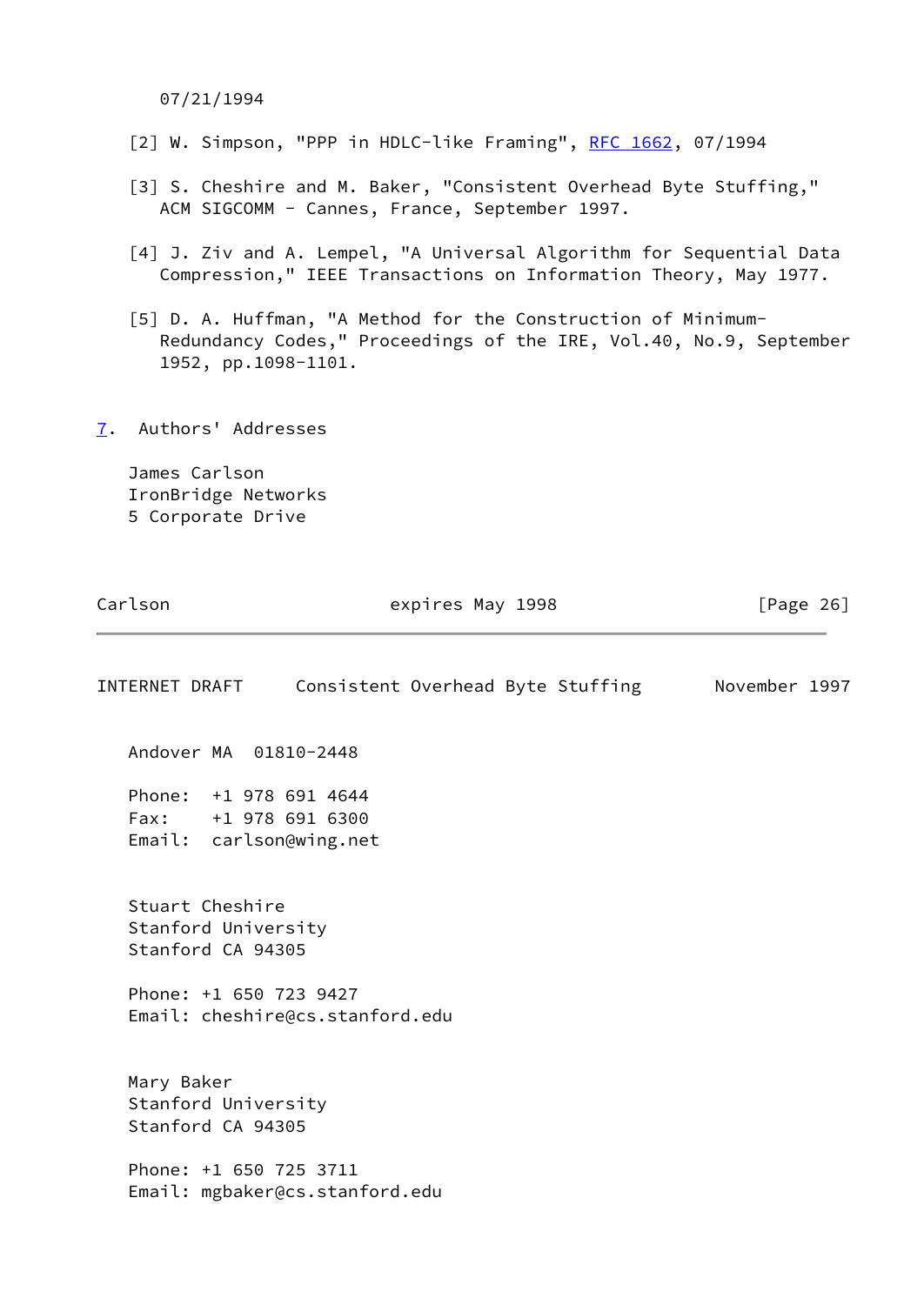07/21/1994

[2] W. Simpson, "PPP in HDLC-like Framing", RFC 1662, 07/1994

[3] S. Cheshire and M. Baker, "Consistent Overhead Byte Stuffing," ACM SIGCOMM - Cannes, France, September 1997.

[4] J. Ziv and A. Lempel, "A Universal Algorithm for Sequential Data Compression," IEEE Transactions on Information Theory, May 1977.

[5] D. A. Huffman, "A Method for the Construction of Minimum-Redundancy Codes," Proceedings of the IRE, Vol.40, No.9, September 1952, pp.1098-1101.

## 7. Authors' Addresses

James Carlson
IronBridge Networks
5 Corporate Drive
Andover MA  01810-2448

Phone:  +1 978 691 4644
Fax:    +1 978 691 6300
Email:  carlson@wing.net

Stuart Cheshire
Stanford University
Stanford CA 94305

Phone: +1 650 723 9427
Email: cheshire@cs.stanford.edu

Mary Baker
Stanford University
Stanford CA 94305

Phone: +1 650 725 3711
Email: mgbaker@cs.stanford.edu